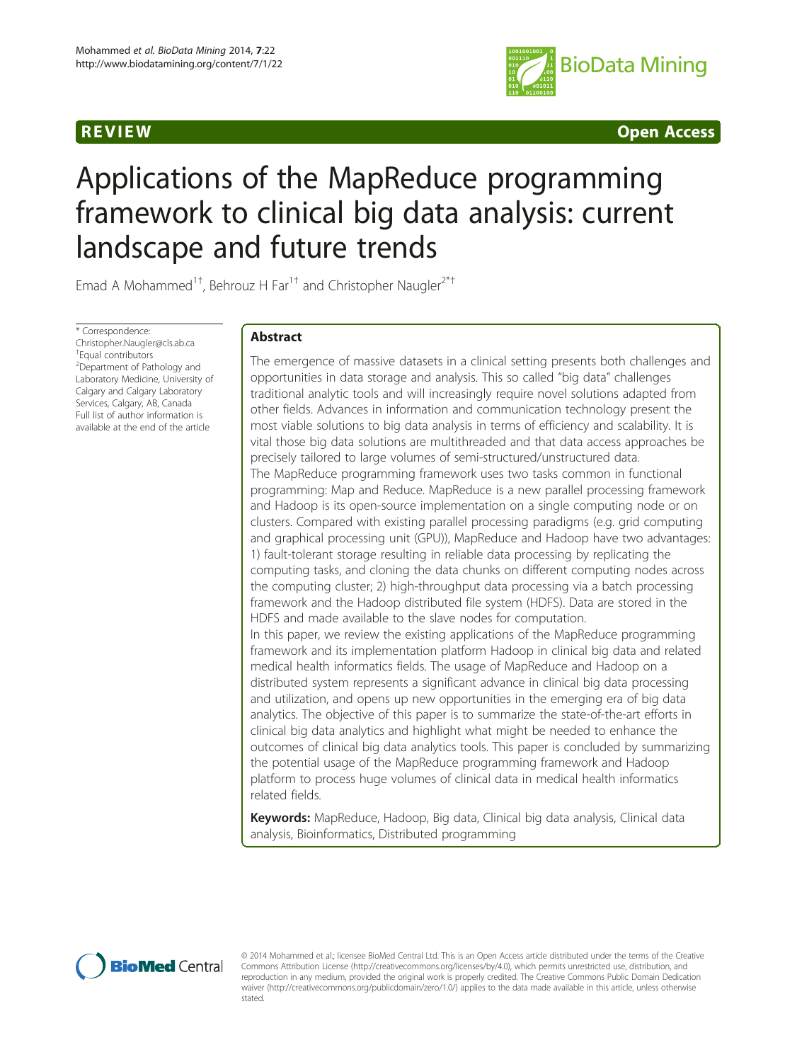REVIEW Open Access

# Applications of the MapReduce programming framework to clinical big data analysis: current landscape and future trends

Emad A Mohammed[1†], Behrouz H Far[1†] and Christopher Naugler[2*†]

* Correspondence: Christopher.Naugler@cls.ab.ca
† Equal contributors
[2] Department of Pathology and Laboratory Medicine, University of Calgary and Calgary Laboratory Services, Calgary, AB, Canada
Full list of author information is available at the end of the article

## Abstract

The emergence of massive datasets in a clinical setting presents both challenges and opportunities in data storage and analysis. This so called "big data" challenges traditional analytic tools and will increasingly require novel solutions adapted from other fields. Advances in information and communication technology present the most viable solutions to big data analysis in terms of efficiency and scalability. It is vital those big data solutions are multithreaded and that data access approaches be precisely tailored to large volumes of semi-structured/unstructured data.

The MapReduce programming framework uses two tasks common in functional programming: Map and Reduce. MapReduce is a new parallel processing framework and Hadoop is its open-source implementation on a single computing node or on clusters. Compared with existing parallel processing paradigms (e.g. grid computing and graphical processing unit (GPU)), MapReduce and Hadoop have two advantages: 1) fault-tolerant storage resulting in reliable data processing by replicating the computing tasks, and cloning the data chunks on different computing nodes across the computing cluster; 2) high-throughput data processing via a batch processing framework and the Hadoop distributed file system (HDFS). Data are stored in the HDFS and made available to the slave nodes for computation.

In this paper, we review the existing applications of the MapReduce programming framework and its implementation platform Hadoop in clinical big data and related medical health informatics fields. The usage of MapReduce and Hadoop on a distributed system represents a significant advance in clinical big data processing and utilization, and opens up new opportunities in the emerging era of big data analytics. The objective of this paper is to summarize the state-of-the-art efforts in clinical big data analytics and highlight what might be needed to enhance the outcomes of clinical big data analytics tools. This paper is concluded by summarizing the potential usage of the MapReduce programming framework and Hadoop platform to process huge volumes of clinical data in medical health informatics related fields.

**Keywords:** MapReduce, Hadoop, Big data, Clinical big data analysis, Clinical data analysis, Bioinformatics, Distributed programming

© 2014 Mohammed et al.; licensee BioMed Central Ltd. This is an Open Access article distributed under the terms of the Creative Commons Attribution License (http://creativecommons.org/licenses/by/4.0), which permits unrestricted use, distribution, and reproduction in any medium, provided the original work is properly credited. The Creative Commons Public Domain Dedication waiver (http://creativecommons.org/publicdomain/zero/1.0/) applies to the data made available in this article, unless otherwise stated.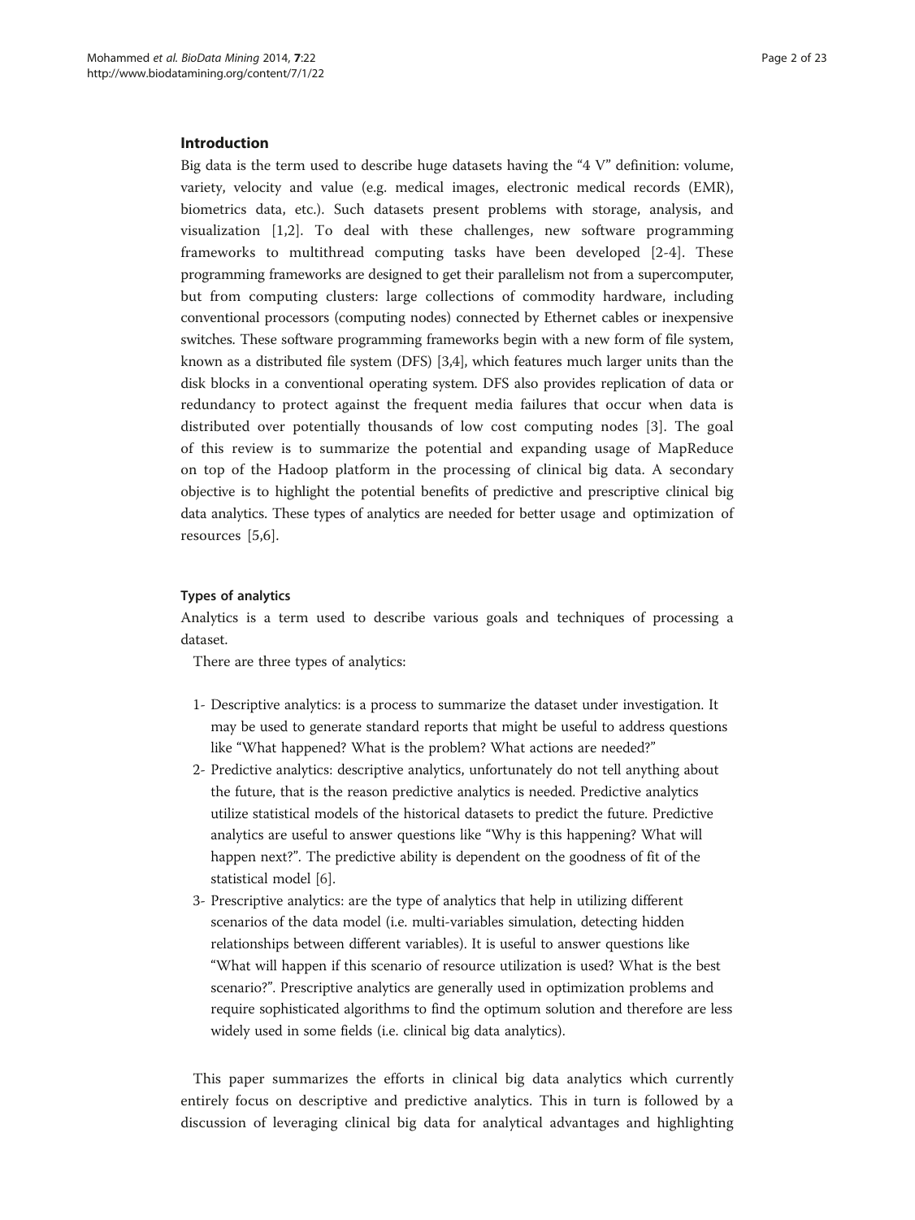## Introduction

Big data is the term used to describe huge datasets having the "4 V" definition: volume, variety, velocity and value (e.g. medical images, electronic medical records (EMR), biometrics data, etc.). Such datasets present problems with storage, analysis, and visualization [1,2]. To deal with these challenges, new software programming frameworks to multithread computing tasks have been developed [2-4]. These programming frameworks are designed to get their parallelism not from a supercomputer, but from computing clusters: large collections of commodity hardware, including conventional processors (computing nodes) connected by Ethernet cables or inexpensive switches. These software programming frameworks begin with a new form of file system, known as a distributed file system (DFS) [3,4], which features much larger units than the disk blocks in a conventional operating system. DFS also provides replication of data or redundancy to protect against the frequent media failures that occur when data is distributed over potentially thousands of low cost computing nodes [3]. The goal of this review is to summarize the potential and expanding usage of MapReduce on top of the Hadoop platform in the processing of clinical big data. A secondary objective is to highlight the potential benefits of predictive and prescriptive clinical big data analytics. These types of analytics are needed for better usage and optimization of resources [5,6].

### Types of analytics

Analytics is a term used to describe various goals and techniques of processing a dataset.

There are three types of analytics:

1- Descriptive analytics: is a process to summarize the dataset under investigation. It may be used to generate standard reports that might be useful to address questions like "What happened? What is the problem? What actions are needed?"

2- Predictive analytics: descriptive analytics, unfortunately do not tell anything about the future, that is the reason predictive analytics is needed. Predictive analytics utilize statistical models of the historical datasets to predict the future. Predictive analytics are useful to answer questions like "Why is this happening? What will happen next?". The predictive ability is dependent on the goodness of fit of the statistical model [6].

3- Prescriptive analytics: are the type of analytics that help in utilizing different scenarios of the data model (i.e. multi-variables simulation, detecting hidden relationships between different variables). It is useful to answer questions like "What will happen if this scenario of resource utilization is used? What is the best scenario?". Prescriptive analytics are generally used in optimization problems and require sophisticated algorithms to find the optimum solution and therefore are less widely used in some fields (i.e. clinical big data analytics).

This paper summarizes the efforts in clinical big data analytics which currently entirely focus on descriptive and predictive analytics. This in turn is followed by a discussion of leveraging clinical big data for analytical advantages and highlighting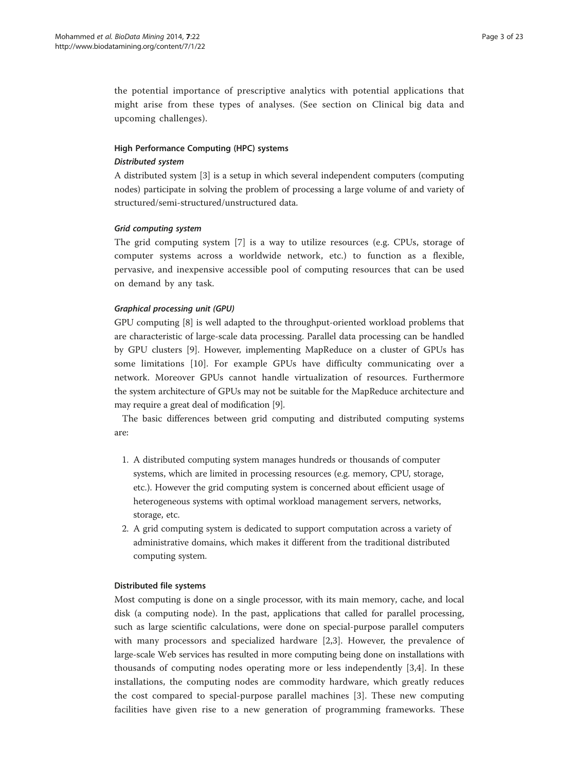the potential importance of prescriptive analytics with potential applications that might arise from these types of analyses. (See section on Clinical big data and upcoming challenges).

## High Performance Computing (HPC) systems

### *Distributed system*

A distributed system [3] is a setup in which several independent computers (computing nodes) participate in solving the problem of processing a large volume of and variety of structured/semi-structured/unstructured data.

### *Grid computing system*

The grid computing system [7] is a way to utilize resources (e.g. CPUs, storage of computer systems across a worldwide network, etc.) to function as a flexible, pervasive, and inexpensive accessible pool of computing resources that can be used on demand by any task.

### *Graphical processing unit (GPU)*

GPU computing [8] is well adapted to the throughput-oriented workload problems that are characteristic of large-scale data processing. Parallel data processing can be handled by GPU clusters [9]. However, implementing MapReduce on a cluster of GPUs has some limitations [10]. For example GPUs have difficulty communicating over a network. Moreover GPUs cannot handle virtualization of resources. Furthermore the system architecture of GPUs may not be suitable for the MapReduce architecture and may require a great deal of modification [9].

The basic differences between grid computing and distributed computing systems are:

1. A distributed computing system manages hundreds or thousands of computer systems, which are limited in processing resources (e.g. memory, CPU, storage, etc.). However the grid computing system is concerned about efficient usage of heterogeneous systems with optimal workload management servers, networks, storage, etc.
2. A grid computing system is dedicated to support computation across a variety of administrative domains, which makes it different from the traditional distributed computing system.

## Distributed file systems

Most computing is done on a single processor, with its main memory, cache, and local disk (a computing node). In the past, applications that called for parallel processing, such as large scientific calculations, were done on special-purpose parallel computers with many processors and specialized hardware [2,3]. However, the prevalence of large-scale Web services has resulted in more computing being done on installations with thousands of computing nodes operating more or less independently [3,4]. In these installations, the computing nodes are commodity hardware, which greatly reduces the cost compared to special-purpose parallel machines [3]. These new computing facilities have given rise to a new generation of programming frameworks. These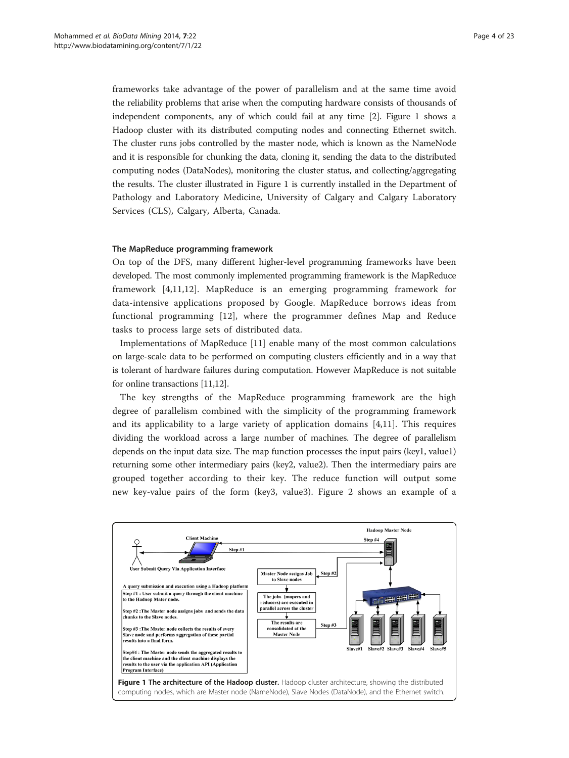frameworks take advantage of the power of parallelism and at the same time avoid the reliability problems that arise when the computing hardware consists of thousands of independent components, any of which could fail at any time [2]. Figure 1 shows a Hadoop cluster with its distributed computing nodes and connecting Ethernet switch. The cluster runs jobs controlled by the master node, which is known as the NameNode and it is responsible for chunking the data, cloning it, sending the data to the distributed computing nodes (DataNodes), monitoring the cluster status, and collecting/aggregating the results. The cluster illustrated in Figure 1 is currently installed in the Department of Pathology and Laboratory Medicine, University of Calgary and Calgary Laboratory Services (CLS), Calgary, Alberta, Canada.

### The MapReduce programming framework

On top of the DFS, many different higher-level programming frameworks have been developed. The most commonly implemented programming framework is the MapReduce framework [4,11,12]. MapReduce is an emerging programming framework for data-intensive applications proposed by Google. MapReduce borrows ideas from functional programming [12], where the programmer defines Map and Reduce tasks to process large sets of distributed data.

Implementations of MapReduce [11] enable many of the most common calculations on large-scale data to be performed on computing clusters efficiently and in a way that is tolerant of hardware failures during computation. However MapReduce is not suitable for online transactions [11,12].

The key strengths of the MapReduce programming framework are the high degree of parallelism combined with the simplicity of the programming framework and its applicability to a large variety of application domains [4,11]. This requires dividing the workload across a large number of machines. The degree of parallelism depends on the input data size. The map function processes the input pairs (key1, value1) returning some other intermediary pairs (key2, value2). Then the intermediary pairs are grouped together according to their key. The reduce function will output some new key-value pairs of the form (key3, value3). Figure 2 shows an example of a

**Figure 1 The architecture of the Hadoop cluster.** Hadoop cluster architecture, showing the distributed computing nodes, which are Master node (NameNode), Slave Nodes (DataNode), and the Ethernet switch.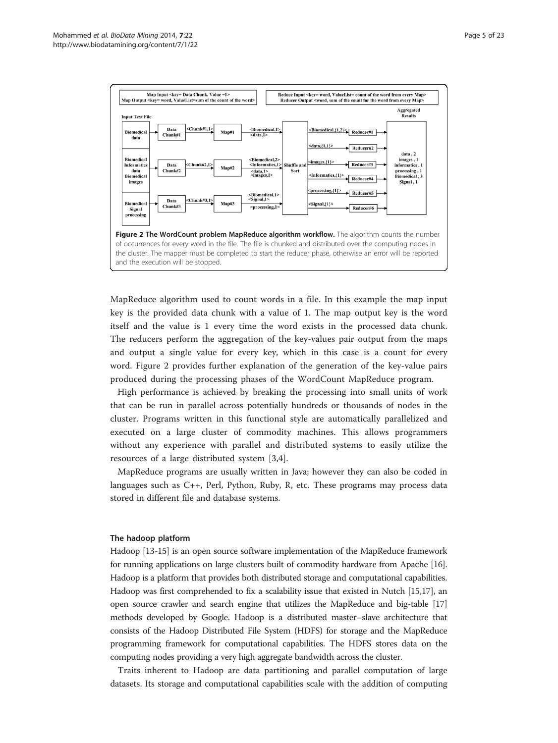**Figure 2 The WordCount problem MapReduce algorithm workflow.** The algorithm counts the number of occurrences for every word in the file. The file is chunked and distributed over the computing nodes in the cluster. The mapper must be completed to start the reducer phase, otherwise an error will be reported and the execution will be stopped.

MapReduce algorithm used to count words in a file. In this example the map input key is the provided data chunk with a value of 1. The map output key is the word itself and the value is 1 every time the word exists in the processed data chunk. The reducers perform the aggregation of the key-values pair output from the maps and output a single value for every key, which in this case is a count for every word. Figure 2 provides further explanation of the generation of the key-value pairs produced during the processing phases of the WordCount MapReduce program.

High performance is achieved by breaking the processing into small units of work that can be run in parallel across potentially hundreds or thousands of nodes in the cluster. Programs written in this functional style are automatically parallelized and executed on a large cluster of commodity machines. This allows programmers without any experience with parallel and distributed systems to easily utilize the resources of a large distributed system [3,4].

MapReduce programs are usually written in Java; however they can also be coded in languages such as C++, Perl, Python, Ruby, R, etc. These programs may process data stored in different file and database systems.

### The hadoop platform

Hadoop [13-15] is an open source software implementation of the MapReduce framework for running applications on large clusters built of commodity hardware from Apache [16]. Hadoop is a platform that provides both distributed storage and computational capabilities. Hadoop was first comprehended to fix a scalability issue that existed in Nutch [15,17], an open source crawler and search engine that utilizes the MapReduce and big-table [17] methods developed by Google. Hadoop is a distributed master–slave architecture that consists of the Hadoop Distributed File System (HDFS) for storage and the MapReduce programming framework for computational capabilities. The HDFS stores data on the computing nodes providing a very high aggregate bandwidth across the cluster.

Traits inherent to Hadoop are data partitioning and parallel computation of large datasets. Its storage and computational capabilities scale with the addition of computing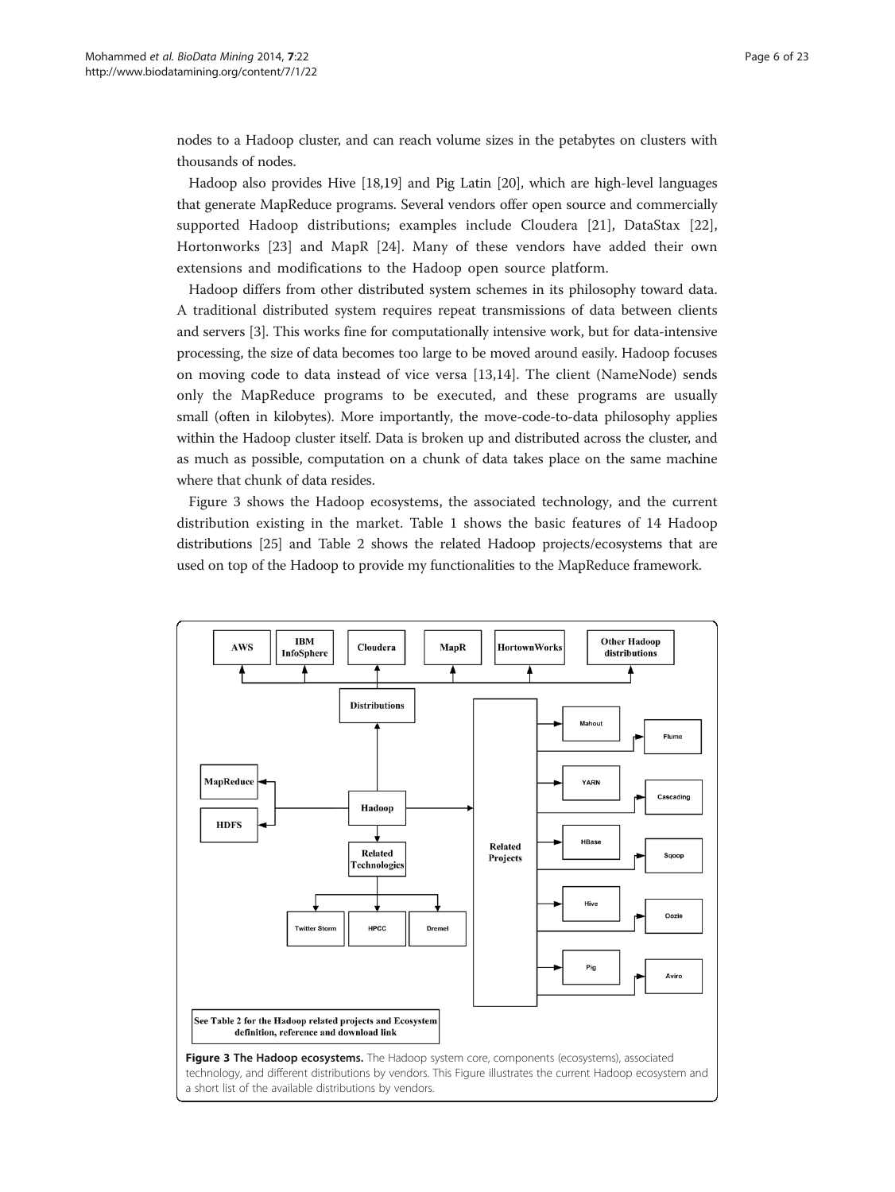nodes to a Hadoop cluster, and can reach volume sizes in the petabytes on clusters with thousands of nodes.

Hadoop also provides Hive [18,19] and Pig Latin [20], which are high-level languages that generate MapReduce programs. Several vendors offer open source and commercially supported Hadoop distributions; examples include Cloudera [21], DataStax [22], Hortonworks [23] and MapR [24]. Many of these vendors have added their own extensions and modifications to the Hadoop open source platform.

Hadoop differs from other distributed system schemes in its philosophy toward data. A traditional distributed system requires repeat transmissions of data between clients and servers [3]. This works fine for computationally intensive work, but for data-intensive processing, the size of data becomes too large to be moved around easily. Hadoop focuses on moving code to data instead of vice versa [13,14]. The client (NameNode) sends only the MapReduce programs to be executed, and these programs are usually small (often in kilobytes). More importantly, the move-code-to-data philosophy applies within the Hadoop cluster itself. Data is broken up and distributed across the cluster, and as much as possible, computation on a chunk of data takes place on the same machine where that chunk of data resides.

Figure 3 shows the Hadoop ecosystems, the associated technology, and the current distribution existing in the market. Table 1 shows the basic features of 14 Hadoop distributions [25] and Table 2 shows the related Hadoop projects/ecosystems that are used on top of the Hadoop to provide my functionalities to the MapReduce framework.

AWS | IBM InfoSphere | Cloudera | MapR | HortonWorks | Other Hadoop distributions

Distributions

MapReduce | HDFS | Hadoop | Related Technologies | Twitter Storm | HPCC | Dremel

Related Projects: Mahout | Flume | YARN | Cascading | HBase | Sqoop | Hive | Oozie | Pig | Aviro

See Table 2 for the Hadoop related projects and Ecosystem definition, reference and download link

**Figure 3 The Hadoop ecosystems.** The Hadoop system core, components (ecosystems), associated technology, and different distributions by vendors. This Figure illustrates the current Hadoop ecosystem and a short list of the available distributions by vendors.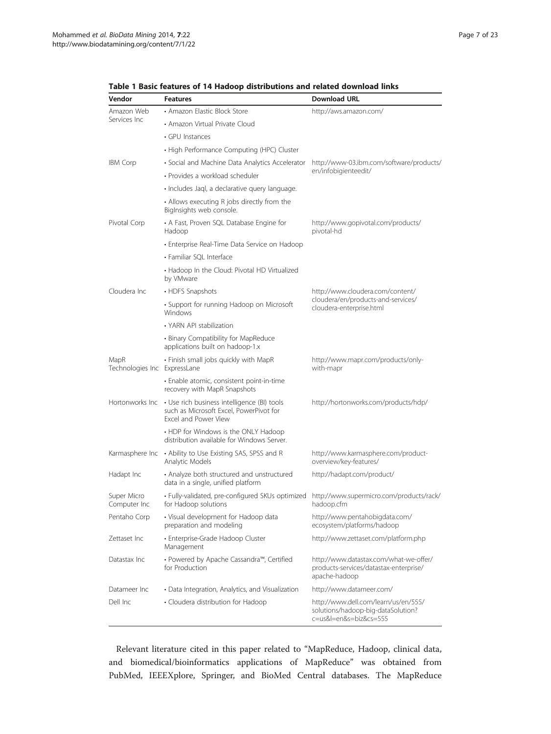**Table 1 Basic features of 14 Hadoop distributions and related download links**

| Vendor | Features | Download URL |
|---|---|---|
| Amazon Web Services Inc | • Amazon Elastic Block Store | http://aws.amazon.com/ |
| | • Amazon Virtual Private Cloud | |
| | • GPU Instances | |
| | • High Performance Computing (HPC) Cluster | |
| IBM Corp | • Social and Machine Data Analytics Accelerator | http://www-03.ibm.com/software/products/en/infobigienteedit/ |
| | • Provides a workload scheduler | |
| | • Includes Jaql, a declarative query language. | |
| | • Allows executing R jobs directly from the BigInsights web console. | |
| Pivotal Corp | • A Fast, Proven SQL Database Engine for Hadoop | http://www.gopivotal.com/products/pivotal-hd |
| | • Enterprise Real-Time Data Service on Hadoop | |
| | • Familiar SQL Interface | |
| | • Hadoop In the Cloud: Pivotal HD Virtualized by VMware | |
| Cloudera Inc | • HDFS Snapshots | http://www.cloudera.com/content/cloudera/en/products-and-services/cloudera-enterprise.html |
| | • Support for running Hadoop on Microsoft Windows | |
| | • YARN API stabilization | |
| | • Binary Compatibility for MapReduce applications built on hadoop-1.x | |
| MapR Technologies Inc | • Finish small jobs quickly with MapR ExpressLane | http://www.mapr.com/products/only-with-mapr |
| | • Enable atomic, consistent point-in-time recovery with MapR Snapshots | |
| Hortonworks Inc | • Use rich business intelligence (BI) tools such as Microsoft Excel, PowerPivot for Excel and Power View | http://hortonworks.com/products/hdp/ |
| | • HDP for Windows is the ONLY Hadoop distribution available for Windows Server. | |
| Karmasphere Inc | • Ability to Use Existing SAS, SPSS and R Analytic Models | http://www.karmasphere.com/product-overview/key-features/ |
| Hadapt Inc | • Analyze both structured and unstructured data in a single, unified platform | http://hadapt.com/product/ |
| Super Micro Computer Inc | • Fully-validated, pre-configured SKUs optimized for Hadoop solutions | http://www.supermicro.com/products/rack/hadoop.cfm |
| Pentaho Corp | • Visual development for Hadoop data preparation and modeling | http://www.pentahobigdata.com/ecosystem/platforms/hadoop |
| Zettaset Inc | • Enterprise-Grade Hadoop Cluster Management | http://www.zettaset.com/platform.php |
| Datastax Inc | • Powered by Apache Cassandra™, Certified for Production | http://www.datastax.com/what-we-offer/products-services/datastax-enterprise/apache-hadoop |
| Datameer Inc | • Data Integration, Analytics, and Visualization | http://www.datameer.com/ |
| Dell Inc | • Cloudera distribution for Hadoop | http://www.dell.com/learn/us/en/555/solutions/hadoop-big-dataSolution?c=us&l=en&s=biz&cs=555 |

Relevant literature cited in this paper related to "MapReduce, Hadoop, clinical data, and biomedical/bioinformatics applications of MapReduce" was obtained from PubMed, IEEEXplore, Springer, and BioMed Central databases. The MapReduce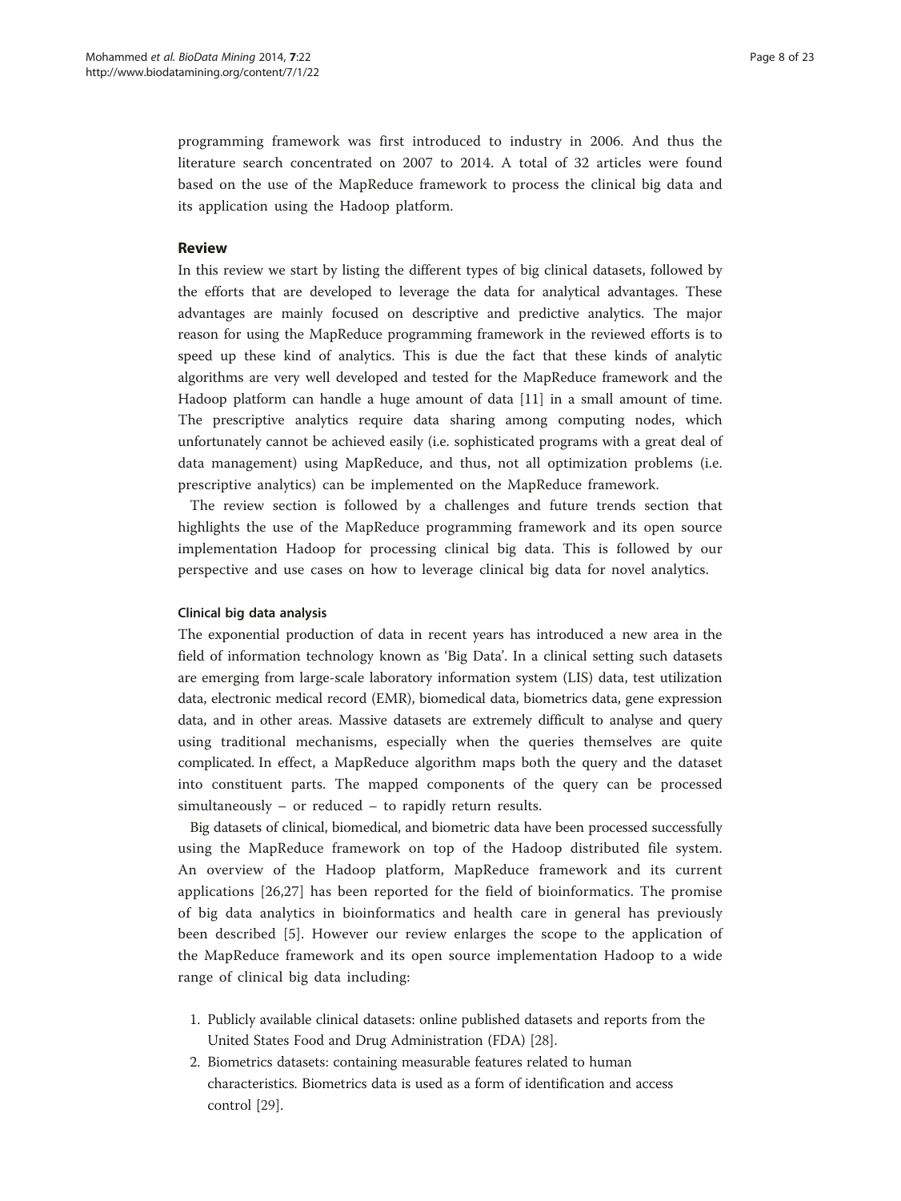programming framework was first introduced to industry in 2006. And thus the literature search concentrated on 2007 to 2014. A total of 32 articles were found based on the use of the MapReduce framework to process the clinical big data and its application using the Hadoop platform.

## Review

In this review we start by listing the different types of big clinical datasets, followed by the efforts that are developed to leverage the data for analytical advantages. These advantages are mainly focused on descriptive and predictive analytics. The major reason for using the MapReduce programming framework in the reviewed efforts is to speed up these kind of analytics. This is due the fact that these kinds of analytic algorithms are very well developed and tested for the MapReduce framework and the Hadoop platform can handle a huge amount of data [11] in a small amount of time. The prescriptive analytics require data sharing among computing nodes, which unfortunately cannot be achieved easily (i.e. sophisticated programs with a great deal of data management) using MapReduce, and thus, not all optimization problems (i.e. prescriptive analytics) can be implemented on the MapReduce framework.

The review section is followed by a challenges and future trends section that highlights the use of the MapReduce programming framework and its open source implementation Hadoop for processing clinical big data. This is followed by our perspective and use cases on how to leverage clinical big data for novel analytics.

### Clinical big data analysis

The exponential production of data in recent years has introduced a new area in the field of information technology known as 'Big Data'. In a clinical setting such datasets are emerging from large-scale laboratory information system (LIS) data, test utilization data, electronic medical record (EMR), biomedical data, biometrics data, gene expression data, and in other areas. Massive datasets are extremely difficult to analyse and query using traditional mechanisms, especially when the queries themselves are quite complicated. In effect, a MapReduce algorithm maps both the query and the dataset into constituent parts. The mapped components of the query can be processed simultaneously – or reduced – to rapidly return results.

Big datasets of clinical, biomedical, and biometric data have been processed successfully using the MapReduce framework on top of the Hadoop distributed file system. An overview of the Hadoop platform, MapReduce framework and its current applications [26,27] has been reported for the field of bioinformatics. The promise of big data analytics in bioinformatics and health care in general has previously been described [5]. However our review enlarges the scope to the application of the MapReduce framework and its open source implementation Hadoop to a wide range of clinical big data including:

1. Publicly available clinical datasets: online published datasets and reports from the United States Food and Drug Administration (FDA) [28].
2. Biometrics datasets: containing measurable features related to human characteristics. Biometrics data is used as a form of identification and access control [29].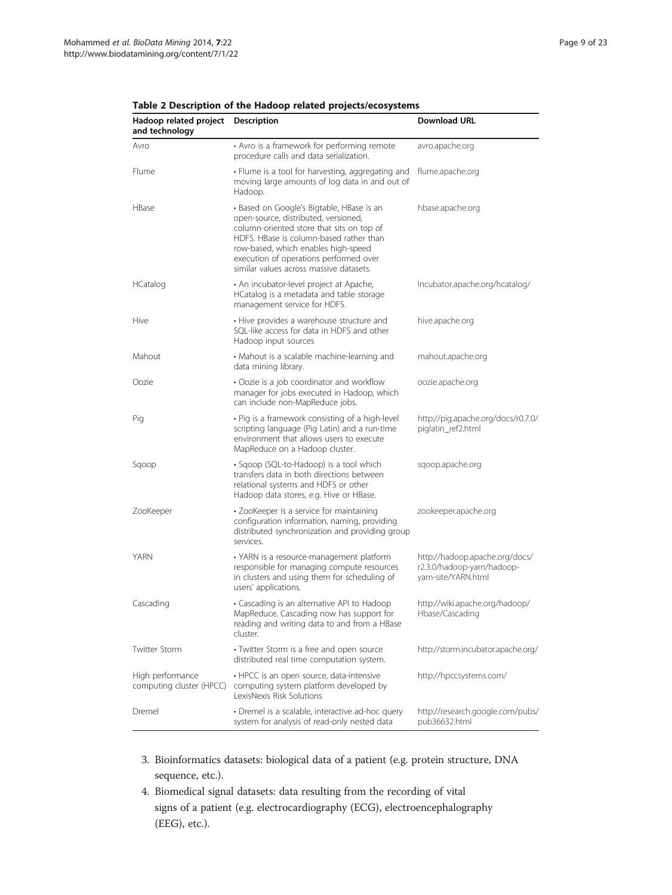**Table 2 Description of the Hadoop related projects/ecosystems**

| Hadoop related project and technology | Description | Download URL |
|---|---|---|
| Avro | • Avro is a framework for performing remote procedure calls and data serialization. | avro.apache.org |
| Flume | • Flume is a tool for harvesting, aggregating and moving large amounts of log data in and out of Hadoop. | flume.apache.org |
| HBase | • Based on Google's Bigtable, HBase is an open-source, distributed, versioned, column-oriented store that sits on top of HDFS. HBase is column-based rather than row-based, which enables high-speed execution of operations performed over similar values across massive datasets. | hbase.apache.org |
| HCatalog | • An incubator-level project at Apache, HCatalog is a metadata and table storage management service for HDFS. | Incubator.apache.org/hcatalog/ |
| Hive | • Hive provides a warehouse structure and SQL-like access for data in HDFS and other Hadoop input sources | hive.apache.org |
| Mahout | • Mahout is a scalable machine-learning and data mining library. | mahout.apache.org |
| Oozie | • Oozie is a job coordinator and workflow manager for jobs executed in Hadoop, which can include non-MapReduce jobs. | oozie.apache.org |
| Pig | • Pig is a framework consisting of a high-level scripting language (Pig Latin) and a run-time environment that allows users to execute MapReduce on a Hadoop cluster. | http://pig.apache.org/docs/r0.7.0/piglatin_ref2.html |
| Sqoop | • Sqoop (SQL-to-Hadoop) is a tool which transfers data in both directions between relational systems and HDFS or other Hadoop data stores, e.g. Hive or HBase. | sqoop.apache.org |
| ZooKeeper | • ZooKeeper is a service for maintaining configuration information, naming, providing distributed synchronization and providing group services. | zookeeper.apache.org |
| YARN | • YARN is a resource-management platform responsible for managing compute resources in clusters and using them for scheduling of users' applications. | http://hadoop.apache.org/docs/r2.3.0/hadoop-yarn/hadoop-yarn-site/YARN.html |
| Cascading | • Cascading is an alternative API to Hadoop MapReduce. Cascading now has support for reading and writing data to and from a HBase cluster. | http://wiki.apache.org/hadoop/Hbase/Cascading |
| Twitter Storm | • Twitter Storm is a free and open source distributed real time computation system. | http://storm.incubator.apache.org/ |
| High performance computing cluster (HPCC) | • HPCC is an open source, data-intensive computing system platform developed by LexisNexis Risk Solutions | http://hpccsystems.com/ |
| Dremel | • Dremel is a scalable, interactive ad-hoc query system for analysis of read-only nested data | http://research.google.com/pubs/pub36632.html |

3. Bioinformatics datasets: biological data of a patient (e.g. protein structure, DNA sequence, etc.).
4. Biomedical signal datasets: data resulting from the recording of vital signs of a patient (e.g. electrocardiography (ECG), electroencephalography (EEG), etc.).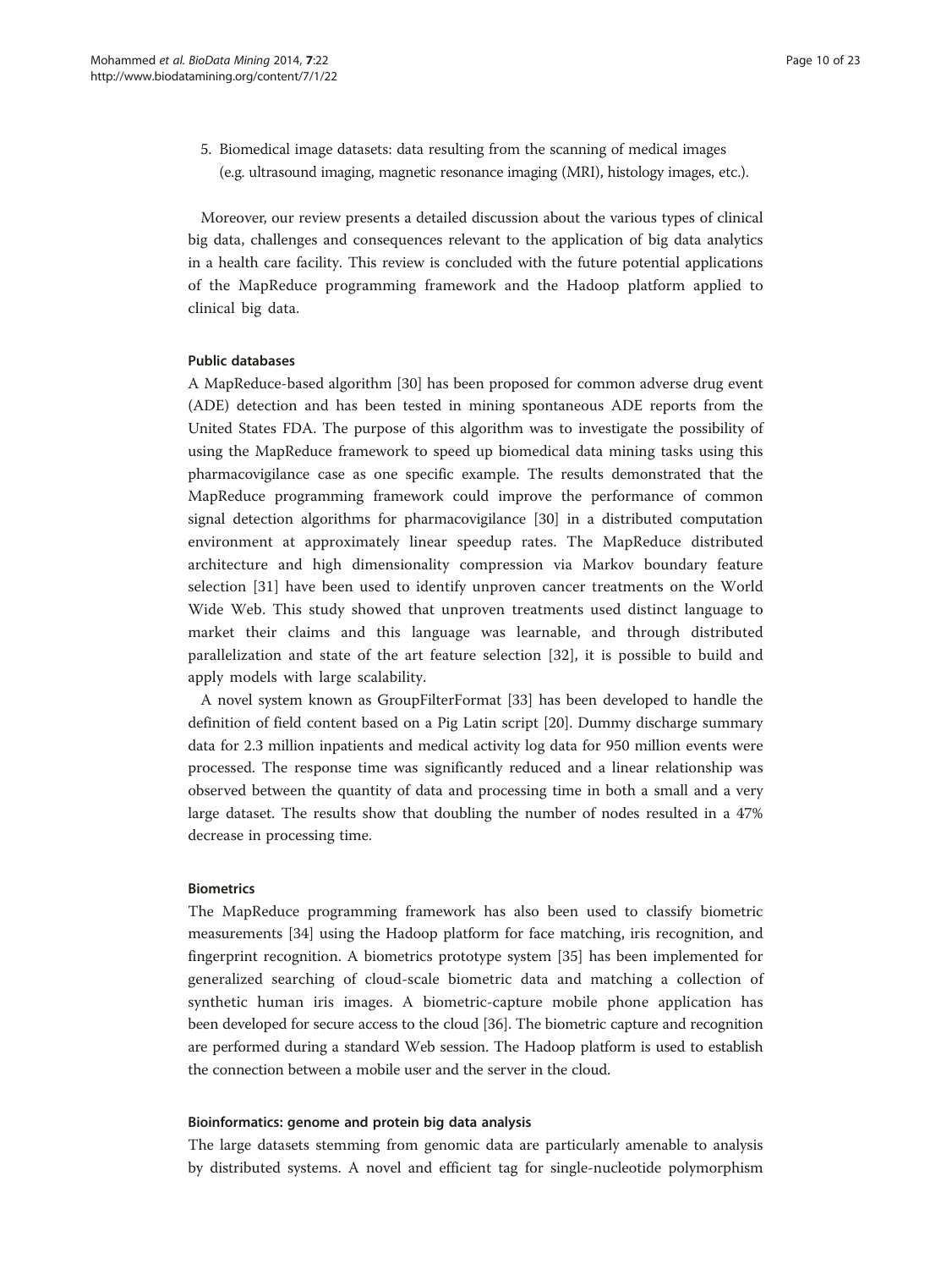5. Biomedical image datasets: data resulting from the scanning of medical images (e.g. ultrasound imaging, magnetic resonance imaging (MRI), histology images, etc.).

Moreover, our review presents a detailed discussion about the various types of clinical big data, challenges and consequences relevant to the application of big data analytics in a health care facility. This review is concluded with the future potential applications of the MapReduce programming framework and the Hadoop platform applied to clinical big data.

#### Public databases

A MapReduce-based algorithm [30] has been proposed for common adverse drug event (ADE) detection and has been tested in mining spontaneous ADE reports from the United States FDA. The purpose of this algorithm was to investigate the possibility of using the MapReduce framework to speed up biomedical data mining tasks using this pharmacovigilance case as one specific example. The results demonstrated that the MapReduce programming framework could improve the performance of common signal detection algorithms for pharmacovigilance [30] in a distributed computation environment at approximately linear speedup rates. The MapReduce distributed architecture and high dimensionality compression via Markov boundary feature selection [31] have been used to identify unproven cancer treatments on the World Wide Web. This study showed that unproven treatments used distinct language to market their claims and this language was learnable, and through distributed parallelization and state of the art feature selection [32], it is possible to build and apply models with large scalability.

A novel system known as GroupFilterFormat [33] has been developed to handle the definition of field content based on a Pig Latin script [20]. Dummy discharge summary data for 2.3 million inpatients and medical activity log data for 950 million events were processed. The response time was significantly reduced and a linear relationship was observed between the quantity of data and processing time in both a small and a very large dataset. The results show that doubling the number of nodes resulted in a 47% decrease in processing time.

#### Biometrics

The MapReduce programming framework has also been used to classify biometric measurements [34] using the Hadoop platform for face matching, iris recognition, and fingerprint recognition. A biometrics prototype system [35] has been implemented for generalized searching of cloud-scale biometric data and matching a collection of synthetic human iris images. A biometric-capture mobile phone application has been developed for secure access to the cloud [36]. The biometric capture and recognition are performed during a standard Web session. The Hadoop platform is used to establish the connection between a mobile user and the server in the cloud.

#### Bioinformatics: genome and protein big data analysis

The large datasets stemming from genomic data are particularly amenable to analysis by distributed systems. A novel and efficient tag for single-nucleotide polymorphism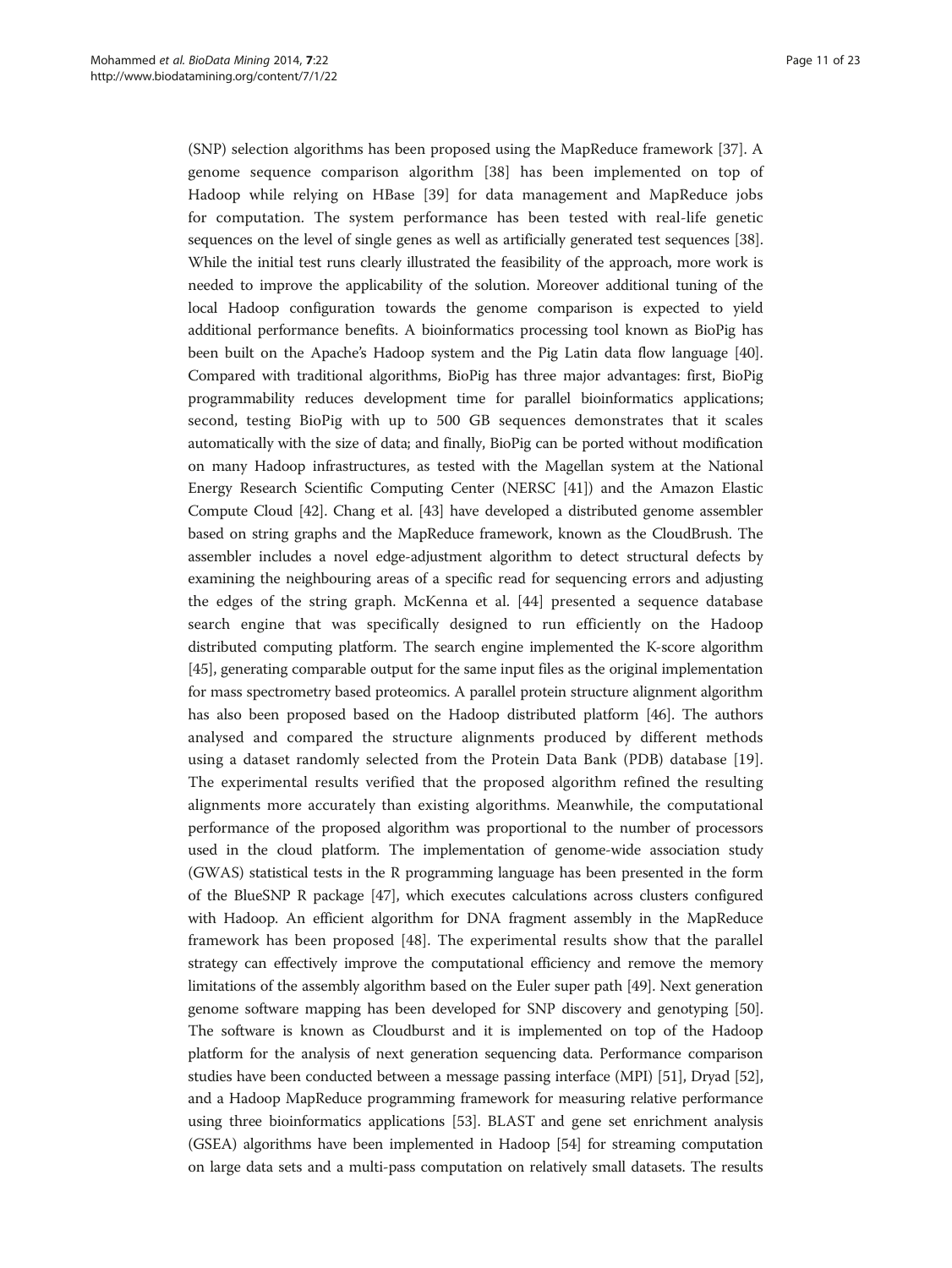(SNP) selection algorithms has been proposed using the MapReduce framework [37]. A genome sequence comparison algorithm [38] has been implemented on top of Hadoop while relying on HBase [39] for data management and MapReduce jobs for computation. The system performance has been tested with real-life genetic sequences on the level of single genes as well as artificially generated test sequences [38]. While the initial test runs clearly illustrated the feasibility of the approach, more work is needed to improve the applicability of the solution. Moreover additional tuning of the local Hadoop configuration towards the genome comparison is expected to yield additional performance benefits. A bioinformatics processing tool known as BioPig has been built on the Apache's Hadoop system and the Pig Latin data flow language [40]. Compared with traditional algorithms, BioPig has three major advantages: first, BioPig programmability reduces development time for parallel bioinformatics applications; second, testing BioPig with up to 500 GB sequences demonstrates that it scales automatically with the size of data; and finally, BioPig can be ported without modification on many Hadoop infrastructures, as tested with the Magellan system at the National Energy Research Scientific Computing Center (NERSC [41]) and the Amazon Elastic Compute Cloud [42]. Chang et al. [43] have developed a distributed genome assembler based on string graphs and the MapReduce framework, known as the CloudBrush. The assembler includes a novel edge-adjustment algorithm to detect structural defects by examining the neighbouring areas of a specific read for sequencing errors and adjusting the edges of the string graph. McKenna et al. [44] presented a sequence database search engine that was specifically designed to run efficiently on the Hadoop distributed computing platform. The search engine implemented the K-score algorithm [45], generating comparable output for the same input files as the original implementation for mass spectrometry based proteomics. A parallel protein structure alignment algorithm has also been proposed based on the Hadoop distributed platform [46]. The authors analysed and compared the structure alignments produced by different methods using a dataset randomly selected from the Protein Data Bank (PDB) database [19]. The experimental results verified that the proposed algorithm refined the resulting alignments more accurately than existing algorithms. Meanwhile, the computational performance of the proposed algorithm was proportional to the number of processors used in the cloud platform. The implementation of genome-wide association study (GWAS) statistical tests in the R programming language has been presented in the form of the BlueSNP R package [47], which executes calculations across clusters configured with Hadoop. An efficient algorithm for DNA fragment assembly in the MapReduce framework has been proposed [48]. The experimental results show that the parallel strategy can effectively improve the computational efficiency and remove the memory limitations of the assembly algorithm based on the Euler super path [49]. Next generation genome software mapping has been developed for SNP discovery and genotyping [50]. The software is known as Cloudburst and it is implemented on top of the Hadoop platform for the analysis of next generation sequencing data. Performance comparison studies have been conducted between a message passing interface (MPI) [51], Dryad [52], and a Hadoop MapReduce programming framework for measuring relative performance using three bioinformatics applications [53]. BLAST and gene set enrichment analysis (GSEA) algorithms have been implemented in Hadoop [54] for streaming computation on large data sets and a multi-pass computation on relatively small datasets. The results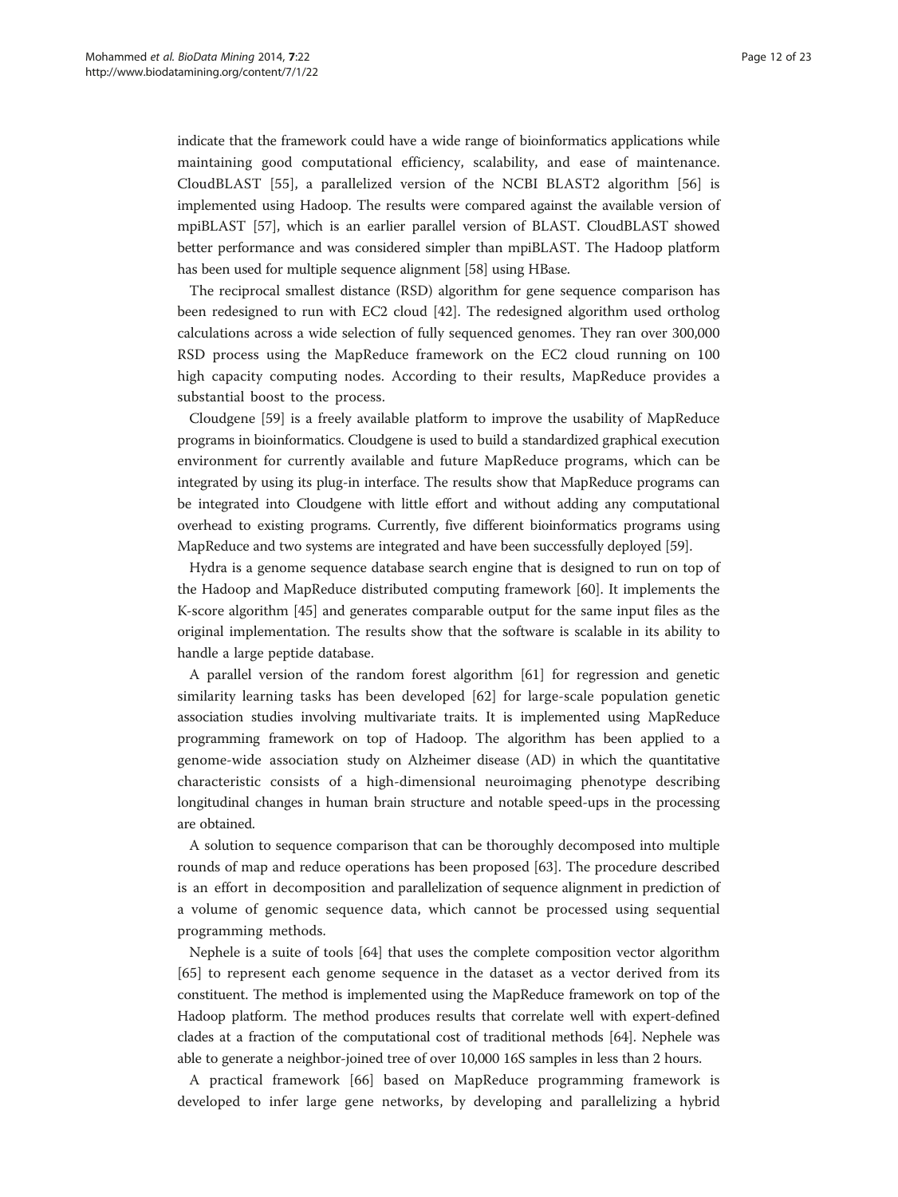indicate that the framework could have a wide range of bioinformatics applications while maintaining good computational efficiency, scalability, and ease of maintenance. CloudBLAST [55], a parallelized version of the NCBI BLAST2 algorithm [56] is implemented using Hadoop. The results were compared against the available version of mpiBLAST [57], which is an earlier parallel version of BLAST. CloudBLAST showed better performance and was considered simpler than mpiBLAST. The Hadoop platform has been used for multiple sequence alignment [58] using HBase.

The reciprocal smallest distance (RSD) algorithm for gene sequence comparison has been redesigned to run with EC2 cloud [42]. The redesigned algorithm used ortholog calculations across a wide selection of fully sequenced genomes. They ran over 300,000 RSD process using the MapReduce framework on the EC2 cloud running on 100 high capacity computing nodes. According to their results, MapReduce provides a substantial boost to the process.

Cloudgene [59] is a freely available platform to improve the usability of MapReduce programs in bioinformatics. Cloudgene is used to build a standardized graphical execution environment for currently available and future MapReduce programs, which can be integrated by using its plug-in interface. The results show that MapReduce programs can be integrated into Cloudgene with little effort and without adding any computational overhead to existing programs. Currently, five different bioinformatics programs using MapReduce and two systems are integrated and have been successfully deployed [59].

Hydra is a genome sequence database search engine that is designed to run on top of the Hadoop and MapReduce distributed computing framework [60]. It implements the K-score algorithm [45] and generates comparable output for the same input files as the original implementation. The results show that the software is scalable in its ability to handle a large peptide database.

A parallel version of the random forest algorithm [61] for regression and genetic similarity learning tasks has been developed [62] for large-scale population genetic association studies involving multivariate traits. It is implemented using MapReduce programming framework on top of Hadoop. The algorithm has been applied to a genome-wide association study on Alzheimer disease (AD) in which the quantitative characteristic consists of a high-dimensional neuroimaging phenotype describing longitudinal changes in human brain structure and notable speed-ups in the processing are obtained.

A solution to sequence comparison that can be thoroughly decomposed into multiple rounds of map and reduce operations has been proposed [63]. The procedure described is an effort in decomposition and parallelization of sequence alignment in prediction of a volume of genomic sequence data, which cannot be processed using sequential programming methods.

Nephele is a suite of tools [64] that uses the complete composition vector algorithm [65] to represent each genome sequence in the dataset as a vector derived from its constituent. The method is implemented using the MapReduce framework on top of the Hadoop platform. The method produces results that correlate well with expert-defined clades at a fraction of the computational cost of traditional methods [64]. Nephele was able to generate a neighbor-joined tree of over 10,000 16S samples in less than 2 hours.

A practical framework [66] based on MapReduce programming framework is developed to infer large gene networks, by developing and parallelizing a hybrid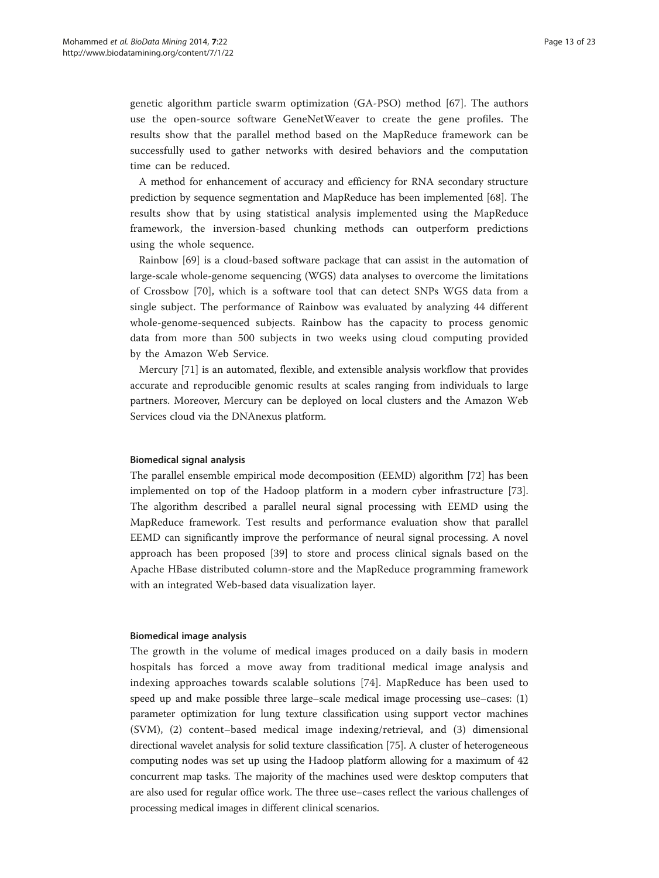genetic algorithm particle swarm optimization (GA-PSO) method [67]. The authors use the open-source software GeneNetWeaver to create the gene profiles. The results show that the parallel method based on the MapReduce framework can be successfully used to gather networks with desired behaviors and the computation time can be reduced.

A method for enhancement of accuracy and efficiency for RNA secondary structure prediction by sequence segmentation and MapReduce has been implemented [68]. The results show that by using statistical analysis implemented using the MapReduce framework, the inversion-based chunking methods can outperform predictions using the whole sequence.

Rainbow [69] is a cloud-based software package that can assist in the automation of large-scale whole-genome sequencing (WGS) data analyses to overcome the limitations of Crossbow [70], which is a software tool that can detect SNPs WGS data from a single subject. The performance of Rainbow was evaluated by analyzing 44 different whole-genome-sequenced subjects. Rainbow has the capacity to process genomic data from more than 500 subjects in two weeks using cloud computing provided by the Amazon Web Service.

Mercury [71] is an automated, flexible, and extensible analysis workflow that provides accurate and reproducible genomic results at scales ranging from individuals to large partners. Moreover, Mercury can be deployed on local clusters and the Amazon Web Services cloud via the DNAnexus platform.

#### Biomedical signal analysis

The parallel ensemble empirical mode decomposition (EEMD) algorithm [72] has been implemented on top of the Hadoop platform in a modern cyber infrastructure [73]. The algorithm described a parallel neural signal processing with EEMD using the MapReduce framework. Test results and performance evaluation show that parallel EEMD can significantly improve the performance of neural signal processing. A novel approach has been proposed [39] to store and process clinical signals based on the Apache HBase distributed column-store and the MapReduce programming framework with an integrated Web-based data visualization layer.

#### Biomedical image analysis

The growth in the volume of medical images produced on a daily basis in modern hospitals has forced a move away from traditional medical image analysis and indexing approaches towards scalable solutions [74]. MapReduce has been used to speed up and make possible three large–scale medical image processing use–cases: (1) parameter optimization for lung texture classification using support vector machines (SVM), (2) content–based medical image indexing/retrieval, and (3) dimensional directional wavelet analysis for solid texture classification [75]. A cluster of heterogeneous computing nodes was set up using the Hadoop platform allowing for a maximum of 42 concurrent map tasks. The majority of the machines used were desktop computers that are also used for regular office work. The three use–cases reflect the various challenges of processing medical images in different clinical scenarios.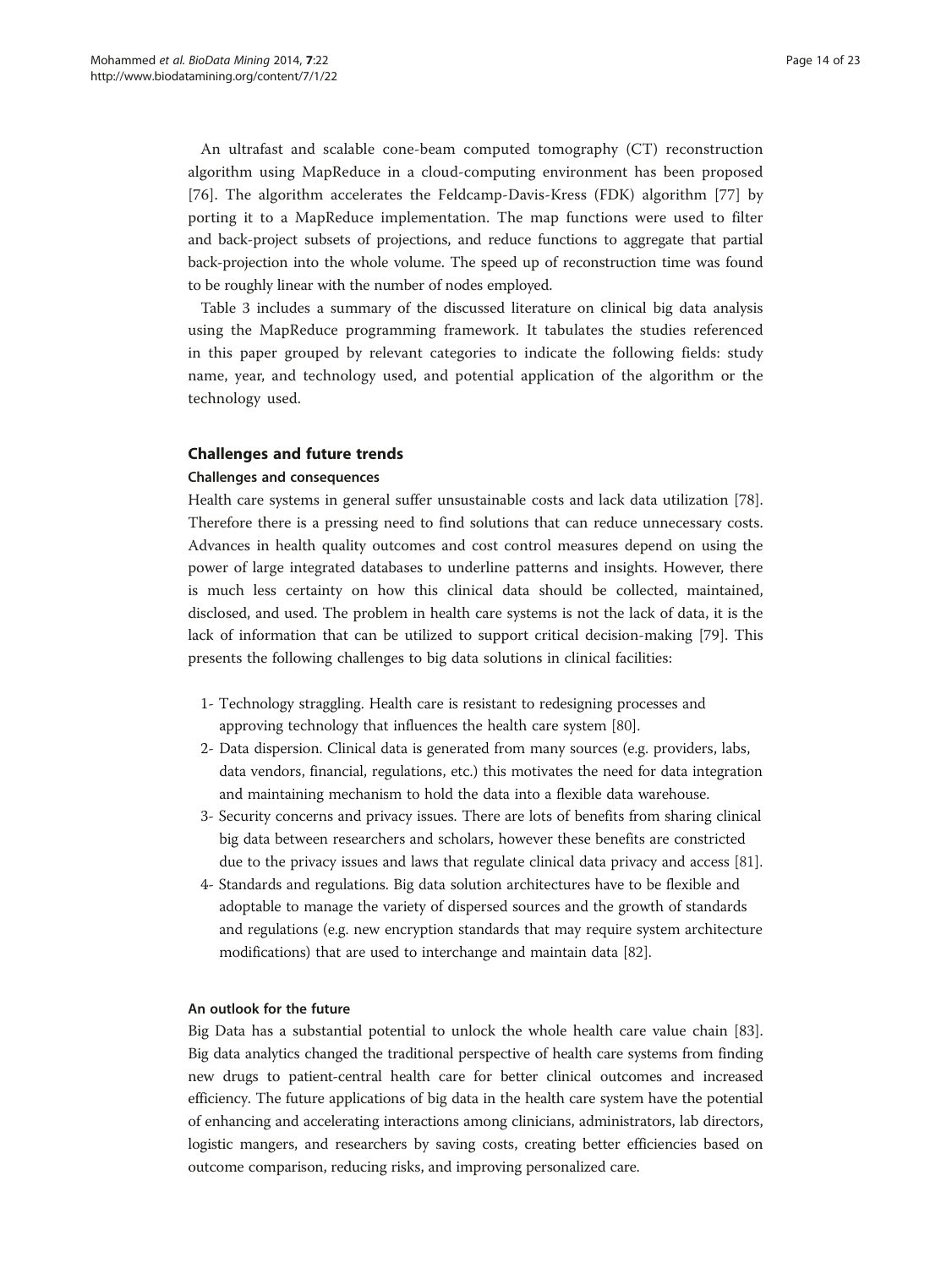An ultrafast and scalable cone-beam computed tomography (CT) reconstruction algorithm using MapReduce in a cloud-computing environment has been proposed [76]. The algorithm accelerates the Feldcamp-Davis-Kress (FDK) algorithm [77] by porting it to a MapReduce implementation. The map functions were used to filter and back-project subsets of projections, and reduce functions to aggregate that partial back-projection into the whole volume. The speed up of reconstruction time was found to be roughly linear with the number of nodes employed.

Table 3 includes a summary of the discussed literature on clinical big data analysis using the MapReduce programming framework. It tabulates the studies referenced in this paper grouped by relevant categories to indicate the following fields: study name, year, and technology used, and potential application of the algorithm or the technology used.

## Challenges and future trends

### Challenges and consequences

Health care systems in general suffer unsustainable costs and lack data utilization [78]. Therefore there is a pressing need to find solutions that can reduce unnecessary costs. Advances in health quality outcomes and cost control measures depend on using the power of large integrated databases to underline patterns and insights. However, there is much less certainty on how this clinical data should be collected, maintained, disclosed, and used. The problem in health care systems is not the lack of data, it is the lack of information that can be utilized to support critical decision-making [79]. This presents the following challenges to big data solutions in clinical facilities:

1- Technology straggling. Health care is resistant to redesigning processes and approving technology that influences the health care system [80].

2- Data dispersion. Clinical data is generated from many sources (e.g. providers, labs, data vendors, financial, regulations, etc.) this motivates the need for data integration and maintaining mechanism to hold the data into a flexible data warehouse.

3- Security concerns and privacy issues. There are lots of benefits from sharing clinical big data between researchers and scholars, however these benefits are constricted due to the privacy issues and laws that regulate clinical data privacy and access [81].

4- Standards and regulations. Big data solution architectures have to be flexible and adoptable to manage the variety of dispersed sources and the growth of standards and regulations (e.g. new encryption standards that may require system architecture modifications) that are used to interchange and maintain data [82].

### An outlook for the future

Big Data has a substantial potential to unlock the whole health care value chain [83]. Big data analytics changed the traditional perspective of health care systems from finding new drugs to patient-central health care for better clinical outcomes and increased efficiency. The future applications of big data in the health care system have the potential of enhancing and accelerating interactions among clinicians, administrators, lab directors, logistic mangers, and researchers by saving costs, creating better efficiencies based on outcome comparison, reducing risks, and improving personalized care.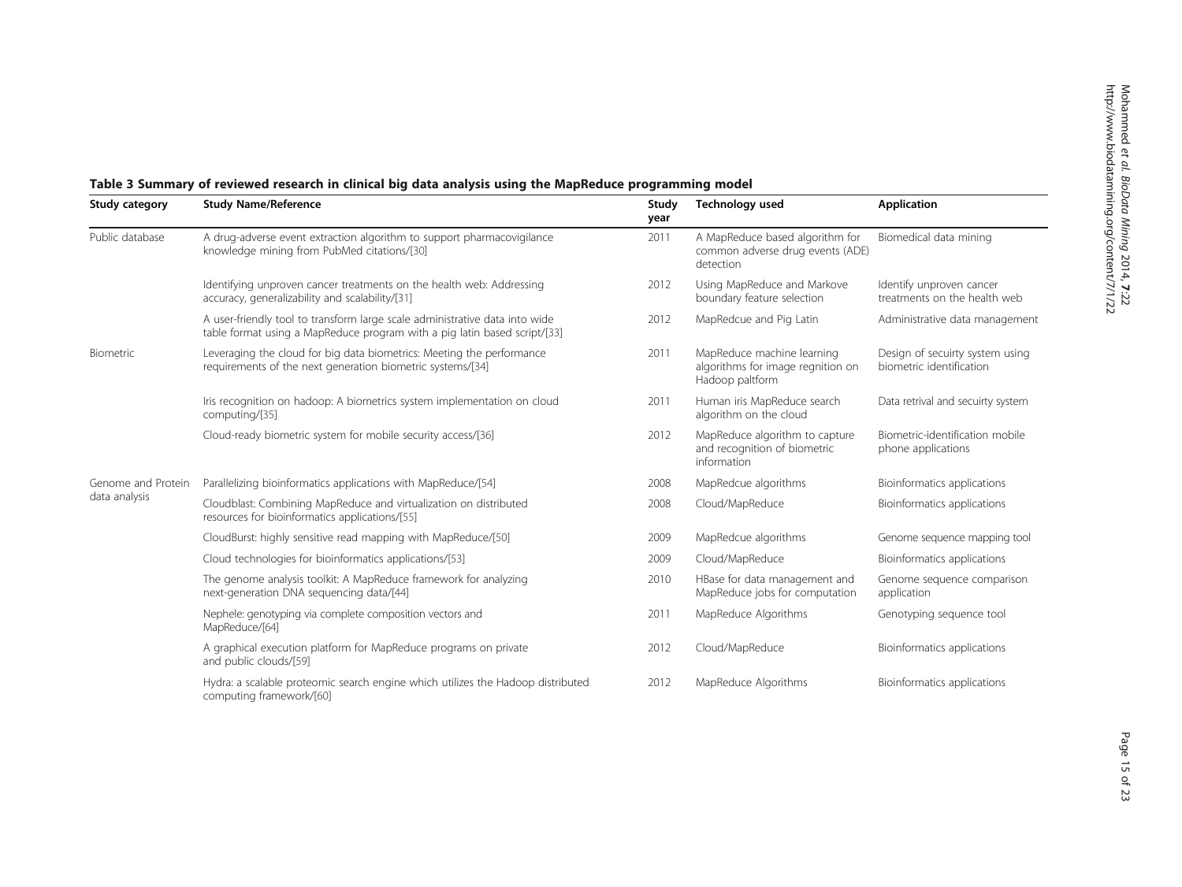**Table 3 Summary of reviewed research in clinical big data analysis using the MapReduce programming model**

| Study category | Study Name/Reference | Study year | Technology used | Application |
|---|---|---|---|---|
| Public database | A drug-adverse event extraction algorithm to support pharmacovigilance knowledge mining from PubMed citations/[30] | 2011 | A MapReduce based algorithm for common adverse drug events (ADE) detection | Biomedical data mining |
| | Identifying unproven cancer treatments on the health web: Addressing accuracy, generalizability and scalability/[31] | 2012 | Using MapReduce and Markove boundary feature selection | Identify unproven cancer treatments on the health web |
| | A user-friendly tool to transform large scale administrative data into wide table format using a MapReduce program with a pig latin based script/[33] | 2012 | MapRedcue and Pig Latin | Administrative data management |
| Biometric | Leveraging the cloud for big data biometrics: Meeting the performance requirements of the next generation biometric systems/[34] | 2011 | MapReduce machine learning algorithms for image regnition on Hadoop paltform | Design of secuirty system using biometric identification |
| | Iris recognition on hadoop: A biometrics system implementation on cloud computing/[35] | 2011 | Human iris MapReduce search algorithm on the cloud | Data retrival and secuirty system |
| | Cloud-ready biometric system for mobile security access/[36] | 2012 | MapReduce algorithm to capture and recognition of biometric information | Biometric-identification mobile phone applications |
| Genome and Protein data analysis | Parallelizing bioinformatics applications with MapReduce/[54] | 2008 | MapRedcue algorithms | Bioinformatics applications |
| | Cloudblast: Combining MapReduce and virtualization on distributed resources for bioinformatics applications/[55] | 2008 | Cloud/MapReduce | Bioinformatics applications |
| | CloudBurst: highly sensitive read mapping with MapReduce/[50] | 2009 | MapRedcue algorithms | Genome sequence mapping tool |
| | Cloud technologies for bioinformatics applications/[53] | 2009 | Cloud/MapReduce | Bioinformatics applications |
| | The genome analysis toolkit: A MapReduce framework for analyzing next-generation DNA sequencing data/[44] | 2010 | HBase for data management and MapReduce jobs for computation | Genome sequence comparison application |
| | Nephele: genotyping via complete composition vectors and MapReduce/[64] | 2011 | MapReduce Algorithms | Genotyping sequence tool |
| | A graphical execution platform for MapReduce programs on private and public clouds/[59] | 2012 | Cloud/MapReduce | Bioinformatics applications |
| | Hydra: a scalable proteomic search engine which utilizes the Hadoop distributed computing framework/[60] | 2012 | MapReduce Algorithms | Bioinformatics applications |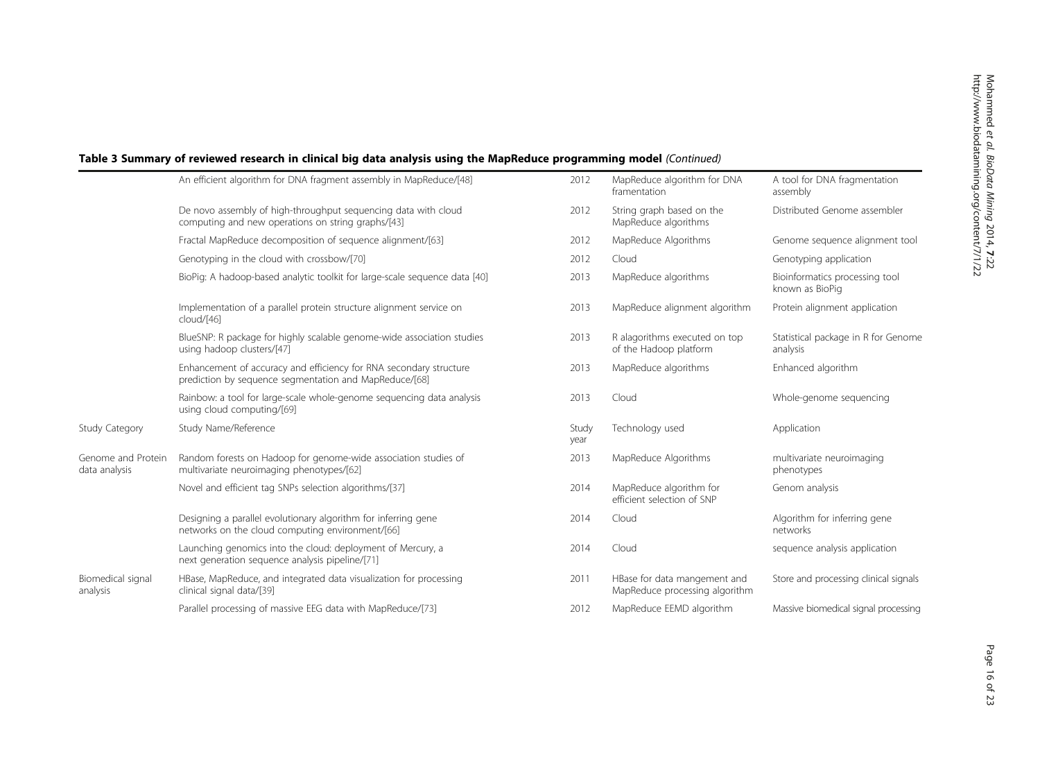**Table 3 Summary of reviewed research in clinical big data analysis using the MapReduce programming model** *(Continued)*

| | | | | |
|---|---|---|---|---|
| | An efficient algorithm for DNA fragment assembly in MapReduce/[48] | 2012 | MapReduce algorithm for DNA framentation | A tool for DNA fragmentation assembly |
| | De novo assembly of high-throughput sequencing data with cloud computing and new operations on string graphs/[43] | 2012 | String graph based on the MapReduce algorithms | Distributed Genome assembler |
| | Fractal MapReduce decomposition of sequence alignment/[63] | 2012 | MapReduce Algorithms | Genome sequence alignment tool |
| | Genotyping in the cloud with crossbow/[70] | 2012 | Cloud | Genotyping application |
| | BioPig: A hadoop-based analytic toolkit for large-scale sequence data [40] | 2013 | MapReduce algorithms | Bioinformatics processing tool known as BioPig |
| | Implementation of a parallel protein structure alignment service on cloud/[46] | 2013 | MapReduce alignment algorithm | Protein alignment application |
| | BlueSNP: R package for highly scalable genome-wide association studies using hadoop clusters/[47] | 2013 | R alagorithms executed on top of the Hadoop platform | Statistical package in R for Genome analysis |
| | Enhancement of accuracy and efficiency for RNA secondary structure prediction by sequence segmentation and MapReduce/[68] | 2013 | MapReduce algorithms | Enhanced algorithm |
| | Rainbow: a tool for large-scale whole-genome sequencing data analysis using cloud computing/[69] | 2013 | Cloud | Whole-genome sequencing |
| Study Category | Study Name/Reference | Study year | Technology used | Application |
| Genome and Protein data analysis | Random forests on Hadoop for genome-wide association studies of multivariate neuroimaging phenotypes/[62] | 2013 | MapReduce Algorithms | multivariate neuroimaging phenotypes |
| | Novel and efficient tag SNPs selection algorithms/[37] | 2014 | MapReduce algorithm for efficient selection of SNP | Genom analysis |
| | Designing a parallel evolutionary algorithm for inferring gene networks on the cloud computing environment/[66] | 2014 | Cloud | Algorithm for inferring gene networks |
| | Launching genomics into the cloud: deployment of Mercury, a next generation sequence analysis pipeline/[71] | 2014 | Cloud | sequence analysis application |
| Biomedical signal analysis | HBase, MapReduce, and integrated data visualization for processing clinical signal data/[39] | 2011 | HBase for data mangement and MapReduce processing algorithm | Store and processing clinical signals |
| | Parallel processing of massive EEG data with MapReduce/[73] | 2012 | MapReduce EEMD algorithm | Massive biomedical signal processing |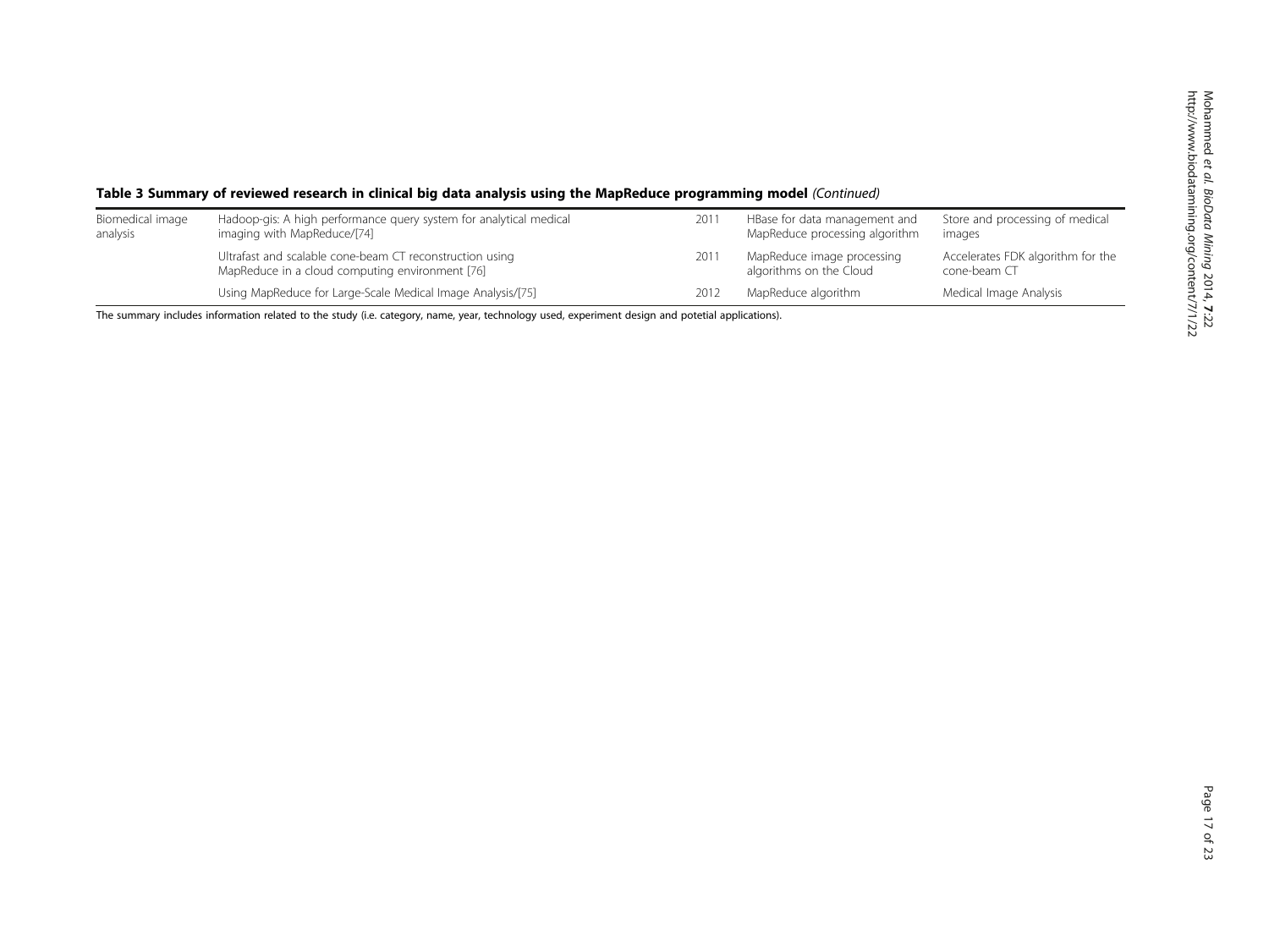**Table 3 Summary of reviewed research in clinical big data analysis using the MapReduce programming model** *(Continued)*

| | | | | |
|---|---|---|---|---|
| Biomedical image analysis | Hadoop-gis: A high performance query system for analytical medical imaging with MapReduce/[74] | 2011 | HBase for data management and MapReduce processing algorithm | Store and processing of medical images |
| | Ultrafast and scalable cone-beam CT reconstruction using MapReduce in a cloud computing environment [76] | 2011 | MapReduce image processing algorithms on the Cloud | Accelerates FDK algorithm for the cone-beam CT |
| | Using MapReduce for Large-Scale Medical Image Analysis/[75] | 2012 | MapReduce algorithm | Medical Image Analysis |

The summary includes information related to the study (i.e. category, name, year, technology used, experiment design and potetial applications).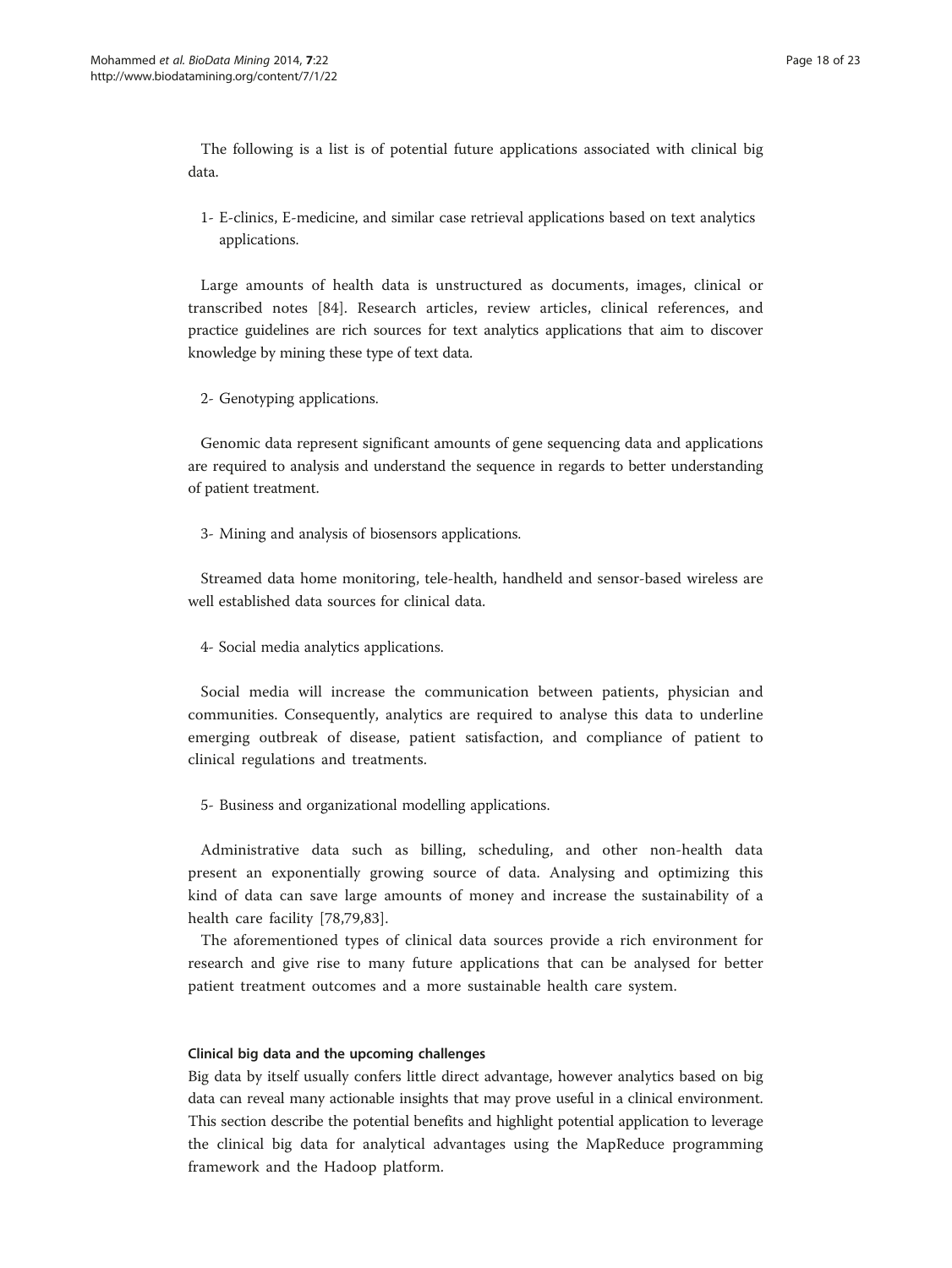The following is a list is of potential future applications associated with clinical big data.

1- E-clinics, E-medicine, and similar case retrieval applications based on text analytics applications.

Large amounts of health data is unstructured as documents, images, clinical or transcribed notes [84]. Research articles, review articles, clinical references, and practice guidelines are rich sources for text analytics applications that aim to discover knowledge by mining these type of text data.

2- Genotyping applications.

Genomic data represent significant amounts of gene sequencing data and applications are required to analysis and understand the sequence in regards to better understanding of patient treatment.

3- Mining and analysis of biosensors applications.

Streamed data home monitoring, tele-health, handheld and sensor-based wireless are well established data sources for clinical data.

4- Social media analytics applications.

Social media will increase the communication between patients, physician and communities. Consequently, analytics are required to analyse this data to underline emerging outbreak of disease, patient satisfaction, and compliance of patient to clinical regulations and treatments.

5- Business and organizational modelling applications.

Administrative data such as billing, scheduling, and other non-health data present an exponentially growing source of data. Analysing and optimizing this kind of data can save large amounts of money and increase the sustainability of a health care facility [78,79,83].

The aforementioned types of clinical data sources provide a rich environment for research and give rise to many future applications that can be analysed for better patient treatment outcomes and a more sustainable health care system.

#### Clinical big data and the upcoming challenges

Big data by itself usually confers little direct advantage, however analytics based on big data can reveal many actionable insights that may prove useful in a clinical environment. This section describe the potential benefits and highlight potential application to leverage the clinical big data for analytical advantages using the MapReduce programming framework and the Hadoop platform.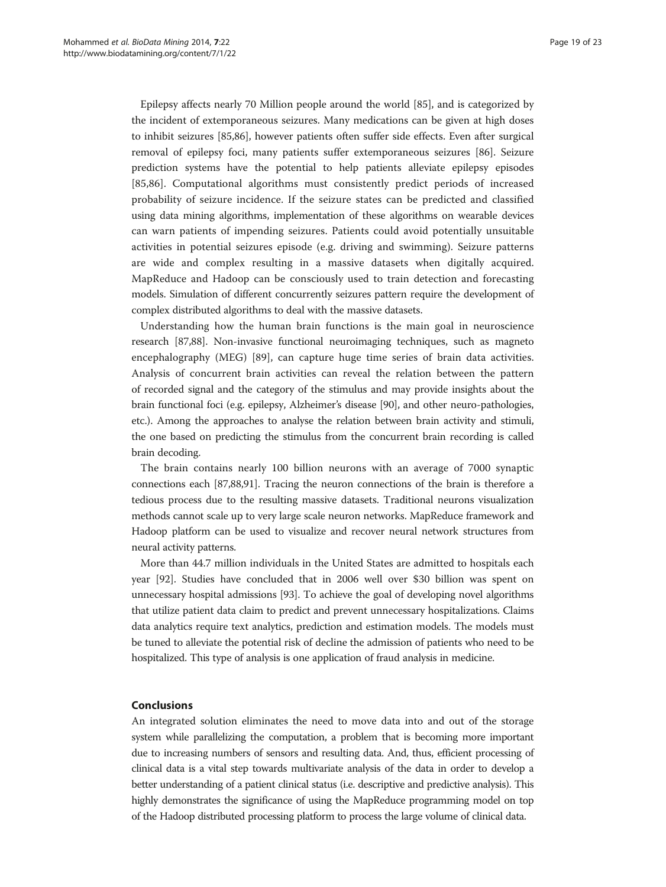Epilepsy affects nearly 70 Million people around the world [85], and is categorized by the incident of extemporaneous seizures. Many medications can be given at high doses to inhibit seizures [85,86], however patients often suffer side effects. Even after surgical removal of epilepsy foci, many patients suffer extemporaneous seizures [86]. Seizure prediction systems have the potential to help patients alleviate epilepsy episodes [85,86]. Computational algorithms must consistently predict periods of increased probability of seizure incidence. If the seizure states can be predicted and classified using data mining algorithms, implementation of these algorithms on wearable devices can warn patients of impending seizures. Patients could avoid potentially unsuitable activities in potential seizures episode (e.g. driving and swimming). Seizure patterns are wide and complex resulting in a massive datasets when digitally acquired. MapReduce and Hadoop can be consciously used to train detection and forecasting models. Simulation of different concurrently seizures pattern require the development of complex distributed algorithms to deal with the massive datasets.

Understanding how the human brain functions is the main goal in neuroscience research [87,88]. Non-invasive functional neuroimaging techniques, such as magneto encephalography (MEG) [89], can capture huge time series of brain data activities. Analysis of concurrent brain activities can reveal the relation between the pattern of recorded signal and the category of the stimulus and may provide insights about the brain functional foci (e.g. epilepsy, Alzheimer's disease [90], and other neuro-pathologies, etc.). Among the approaches to analyse the relation between brain activity and stimuli, the one based on predicting the stimulus from the concurrent brain recording is called brain decoding.

The brain contains nearly 100 billion neurons with an average of 7000 synaptic connections each [87,88,91]. Tracing the neuron connections of the brain is therefore a tedious process due to the resulting massive datasets. Traditional neurons visualization methods cannot scale up to very large scale neuron networks. MapReduce framework and Hadoop platform can be used to visualize and recover neural network structures from neural activity patterns.

More than 44.7 million individuals in the United States are admitted to hospitals each year [92]. Studies have concluded that in 2006 well over $30 billion was spent on unnecessary hospital admissions [93]. To achieve the goal of developing novel algorithms that utilize patient data claim to predict and prevent unnecessary hospitalizations. Claims data analytics require text analytics, prediction and estimation models. The models must be tuned to alleviate the potential risk of decline the admission of patients who need to be hospitalized. This type of analysis is one application of fraud analysis in medicine.

## Conclusions

An integrated solution eliminates the need to move data into and out of the storage system while parallelizing the computation, a problem that is becoming more important due to increasing numbers of sensors and resulting data. And, thus, efficient processing of clinical data is a vital step towards multivariate analysis of the data in order to develop a better understanding of a patient clinical status (i.e. descriptive and predictive analysis). This highly demonstrates the significance of using the MapReduce programming model on top of the Hadoop distributed processing platform to process the large volume of clinical data.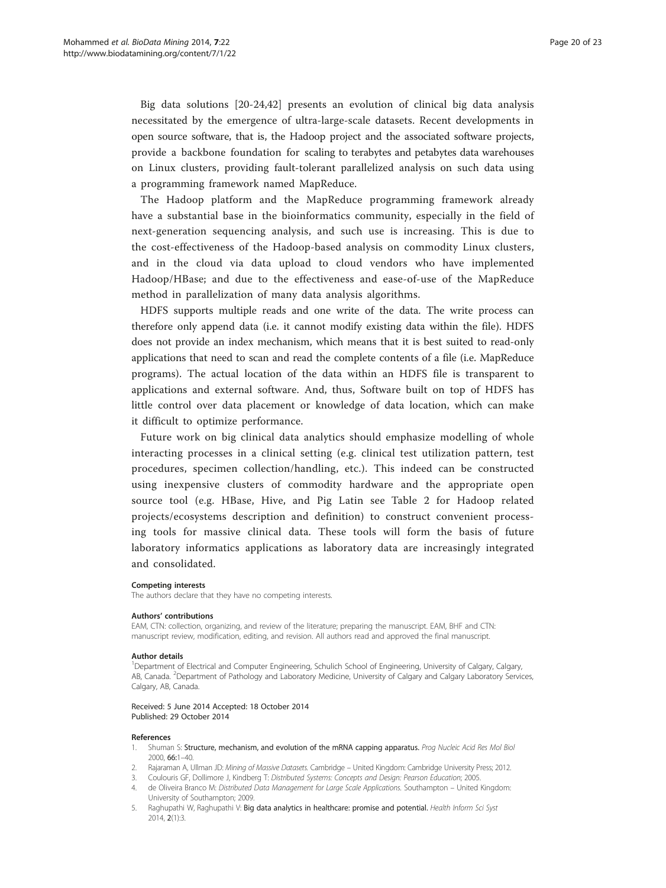Big data solutions [20-24,42] presents an evolution of clinical big data analysis necessitated by the emergence of ultra-large-scale datasets. Recent developments in open source software, that is, the Hadoop project and the associated software projects, provide a backbone foundation for scaling to terabytes and petabytes data warehouses on Linux clusters, providing fault-tolerant parallelized analysis on such data using a programming framework named MapReduce.

The Hadoop platform and the MapReduce programming framework already have a substantial base in the bioinformatics community, especially in the field of next-generation sequencing analysis, and such use is increasing. This is due to the cost-effectiveness of the Hadoop-based analysis on commodity Linux clusters, and in the cloud via data upload to cloud vendors who have implemented Hadoop/HBase; and due to the effectiveness and ease-of-use of the MapReduce method in parallelization of many data analysis algorithms.

HDFS supports multiple reads and one write of the data. The write process can therefore only append data (i.e. it cannot modify existing data within the file). HDFS does not provide an index mechanism, which means that it is best suited to read-only applications that need to scan and read the complete contents of a file (i.e. MapReduce programs). The actual location of the data within an HDFS file is transparent to applications and external software. And, thus, Software built on top of HDFS has little control over data placement or knowledge of data location, which can make it difficult to optimize performance.

Future work on big clinical data analytics should emphasize modelling of whole interacting processes in a clinical setting (e.g. clinical test utilization pattern, test procedures, specimen collection/handling, etc.). This indeed can be constructed using inexpensive clusters of commodity hardware and the appropriate open source tool (e.g. HBase, Hive, and Pig Latin see Table 2 for Hadoop related projects/ecosystems description and definition) to construct convenient processing tools for massive clinical data. These tools will form the basis of future laboratory informatics applications as laboratory data are increasingly integrated and consolidated.

#### Competing interests

The authors declare that they have no competing interests.

#### Authors' contributions

EAM, CTN: collection, organizing, and review of the literature; preparing the manuscript. EAM, BHF and CTN: manuscript review, modification, editing, and revision. All authors read and approved the final manuscript.

#### Author details

[1]Department of Electrical and Computer Engineering, Schulich School of Engineering, University of Calgary, Calgary, AB, Canada. [2]Department of Pathology and Laboratory Medicine, University of Calgary and Calgary Laboratory Services, Calgary, AB, Canada.

Received: 5 June 2014 Accepted: 18 October 2014
Published: 29 October 2014

#### References

1. Shuman S: **Structure, mechanism, and evolution of the mRNA capping apparatus.** *Prog Nucleic Acid Res Mol Biol* 2000, **66:**1–40.
2. Rajaraman A, Ullman JD: *Mining of Massive Datasets.* Cambridge – United Kingdom: Cambridge University Press; 2012.
3. Coulouris GF, Dollimore J, Kindberg T: *Distributed Systems: Concepts and Design: Pearson Education*; 2005.
4. de Oliveira Branco M: *Distributed Data Management for Large Scale Applications.* Southampton – United Kingdom: University of Southampton; 2009.
5. Raghupathi W, Raghupathi V: **Big data analytics in healthcare: promise and potential.** *Health Inform Sci Syst* 2014, **2**(1):3.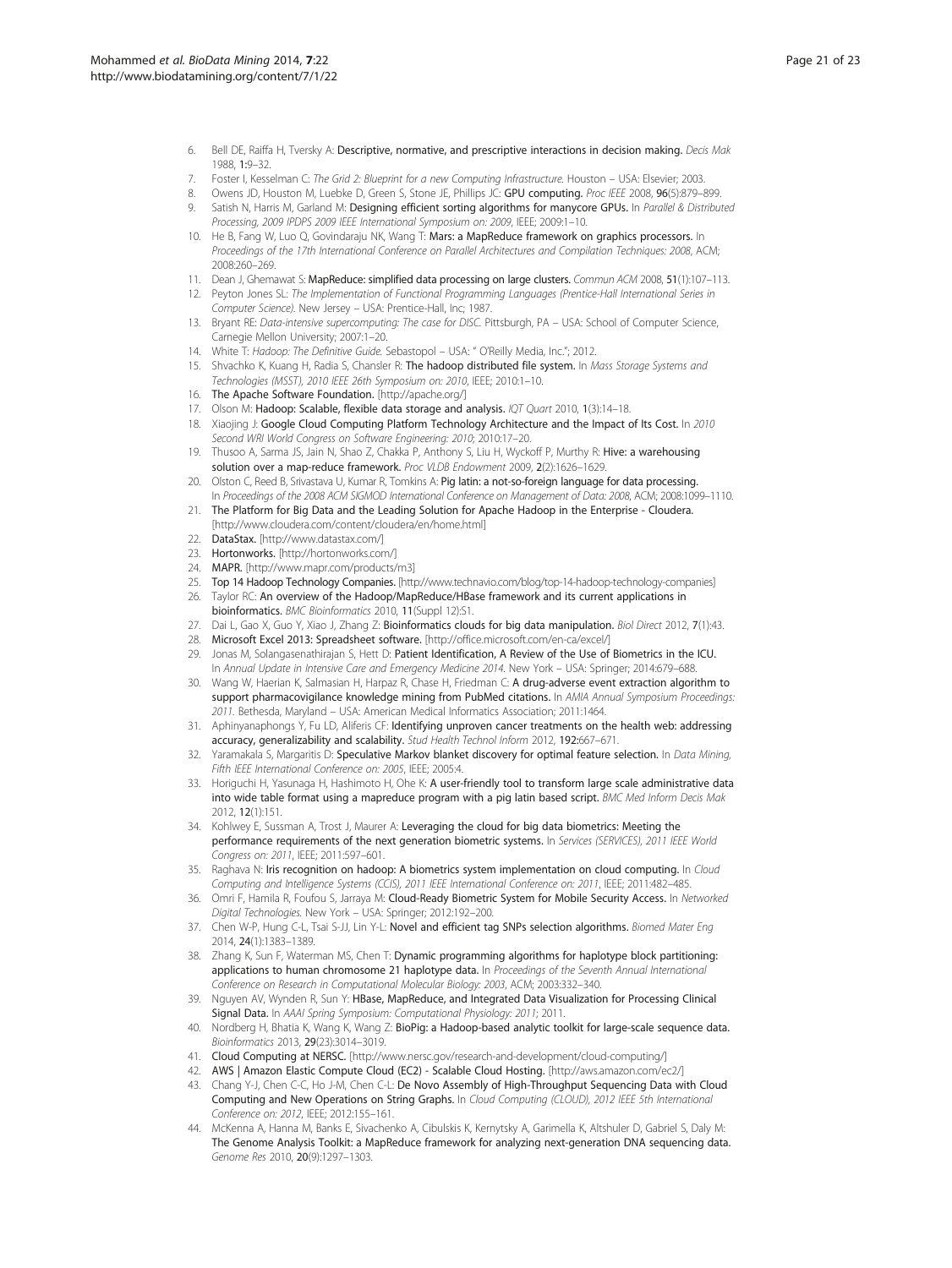6. Bell DE, Raiffa H, Tversky A: **Descriptive, normative, and prescriptive interactions in decision making.** *Decis Mak* 1988, **1:**9–32.
7. Foster I, Kesselman C: *The Grid 2: Blueprint for a new Computing Infrastructure.* Houston – USA: Elsevier; 2003.
8. Owens JD, Houston M, Luebke D, Green S, Stone JE, Phillips JC: **GPU computing.** *Proc IEEE* 2008, **96**(5):879–899.
9. Satish N, Harris M, Garland M: **Designing efficient sorting algorithms for manycore GPUs.** In *Parallel & Distributed Processing, 2009 IPDPS 2009 IEEE International Symposium on: 2009*, IEEE; 2009:1–10.
10. He B, Fang W, Luo Q, Govindaraju NK, Wang T: **Mars: a MapReduce framework on graphics processors.** In *Proceedings of the 17th International Conference on Parallel Architectures and Compilation Techniques: 2008*, ACM; 2008:260–269.
11. Dean J, Ghemawat S: **MapReduce: simplified data processing on large clusters.** *Commun ACM* 2008, **51**(1):107–113.
12. Peyton Jones SL: *The Implementation of Functional Programming Languages (Prentice-Hall International Series in Computer Science).* New Jersey – USA: Prentice-Hall, Inc; 1987.
13. Bryant RE: *Data-intensive supercomputing: The case for DISC.* Pittsburgh, PA – USA: School of Computer Science, Carnegie Mellon University; 2007:1–20.
14. White T: *Hadoop: The Definitive Guide.* Sebastopol – USA: " O'Reilly Media, Inc."; 2012.
15. Shvachko K, Kuang H, Radia S, Chansler R: **The hadoop distributed file system.** In *Mass Storage Systems and Technologies (MSST), 2010 IEEE 26th Symposium on: 2010*, IEEE; 2010:1–10.
16. **The Apache Software Foundation.** [http://apache.org/]
17. Olson M: **Hadoop: Scalable, flexible data storage and analysis.** *IQT Quart* 2010, **1**(3):14–18.
18. Xiaojing J: **Google Cloud Computing Platform Technology Architecture and the Impact of Its Cost.** In *2010 Second WRI World Congress on Software Engineering: 2010*; 2010:17–20.
19. Thusoo A, Sarma JS, Jain N, Shao Z, Chakka P, Anthony S, Liu H, Wyckoff P, Murthy R: **Hive: a warehousing solution over a map-reduce framework.** *Proc VLDB Endowment* 2009, **2**(2):1626–1629.
20. Olston C, Reed B, Srivastava U, Kumar R, Tomkins A: **Pig latin: a not-so-foreign language for data processing.** In *Proceedings of the 2008 ACM SIGMOD International Conference on Management of Data: 2008*, ACM; 2008:1099–1110.
21. **The Platform for Big Data and the Leading Solution for Apache Hadoop in the Enterprise - Cloudera.** [http://www.cloudera.com/content/cloudera/en/home.html]
22. **DataStax.** [http://www.datastax.com/]
23. **Hortonworks.** [http://hortonworks.com/]
24. **MAPR.** [http://www.mapr.com/products/m3]
25. **Top 14 Hadoop Technology Companies.** [http://www.technavio.com/blog/top-14-hadoop-technology-companies]
26. Taylor RC: **An overview of the Hadoop/MapReduce/HBase framework and its current applications in bioinformatics.** *BMC Bioinformatics* 2010, **11**(Suppl 12):S1.
27. Dai L, Gao X, Guo Y, Xiao J, Zhang Z: **Bioinformatics clouds for big data manipulation.** *Biol Direct* 2012, **7**(1):43.
28. **Microsoft Excel 2013: Spreadsheet software.** [http://office.microsoft.com/en-ca/excel/]
29. Jonas M, Solangasenathirajan S, Hett D: **Patient Identification, A Review of the Use of Biometrics in the ICU.** In *Annual Update in Intensive Care and Emergency Medicine 2014.* New York – USA: Springer; 2014:679–688.
30. Wang W, Haerian K, Salmasian H, Harpaz R, Chase H, Friedman C: **A drug-adverse event extraction algorithm to support pharmacovigilance knowledge mining from PubMed citations.** In *AMIA Annual Symposium Proceedings: 2011.* Bethesda, Maryland – USA: American Medical Informatics Association; 2011:1464.
31. Aphinyanaphongs Y, Fu LD, Aliferis CF: **Identifying unproven cancer treatments on the health web: addressing accuracy, generalizability and scalability.** *Stud Health Technol Inform* 2012, **192:**667–671.
32. Yaramakala S, Margaritis D: **Speculative Markov blanket discovery for optimal feature selection.** In *Data Mining, Fifth IEEE International Conference on: 2005*, IEEE; 2005:4.
33. Horiguchi H, Yasunaga H, Hashimoto H, Ohe K: **A user-friendly tool to transform large scale administrative data into wide table format using a mapreduce program with a pig latin based script.** *BMC Med Inform Decis Mak* 2012, **12**(1):151.
34. Kohlwey E, Sussman A, Trost J, Maurer A: **Leveraging the cloud for big data biometrics: Meeting the performance requirements of the next generation biometric systems.** In *Services (SERVICES), 2011 IEEE World Congress on: 2011*, IEEE; 2011:597–601.
35. Raghava N: **Iris recognition on hadoop: A biometrics system implementation on cloud computing.** In *Cloud Computing and Intelligence Systems (CCIS), 2011 IEEE International Conference on: 2011*, IEEE; 2011:482–485.
36. Omri F, Hamila R, Foufou S, Jarraya M: **Cloud-Ready Biometric System for Mobile Security Access.** In *Networked Digital Technologies.* New York – USA: Springer; 2012:192–200.
37. Chen W-P, Hung C-L, Tsai S-JJ, Lin Y-L: **Novel and efficient tag SNPs selection algorithms.** *Biomed Mater Eng* 2014, **24**(1):1383–1389.
38. Zhang K, Sun F, Waterman MS, Chen T: **Dynamic programming algorithms for haplotype block partitioning: applications to human chromosome 21 haplotype data.** In *Proceedings of the Seventh Annual International Conference on Research in Computational Molecular Biology: 2003*, ACM; 2003:332–340.
39. Nguyen AV, Wynden R, Sun Y: **HBase, MapReduce, and Integrated Data Visualization for Processing Clinical Signal Data.** In *AAAI Spring Symposium: Computational Physiology: 2011*; 2011.
40. Nordberg H, Bhatia K, Wang K, Wang Z: **BioPig: a Hadoop-based analytic toolkit for large-scale sequence data.** *Bioinformatics* 2013, **29**(23):3014–3019.
41. **Cloud Computing at NERSC.** [http://www.nersc.gov/research-and-development/cloud-computing/]
42. **AWS | Amazon Elastic Compute Cloud (EC2) - Scalable Cloud Hosting.** [http://aws.amazon.com/ec2/]
43. Chang Y-J, Chen C-C, Ho J-M, Chen C-L: **De Novo Assembly of High-Throughput Sequencing Data with Cloud Computing and New Operations on String Graphs.** In *Cloud Computing (CLOUD), 2012 IEEE 5th International Conference on: 2012*, IEEE; 2012:155–161.
44. McKenna A, Hanna M, Banks E, Sivachenko A, Cibulskis K, Kernytsky A, Garimella K, Altshuler D, Gabriel S, Daly M: **The Genome Analysis Toolkit: a MapReduce framework for analyzing next-generation DNA sequencing data.** *Genome Res* 2010, **20**(9):1297–1303.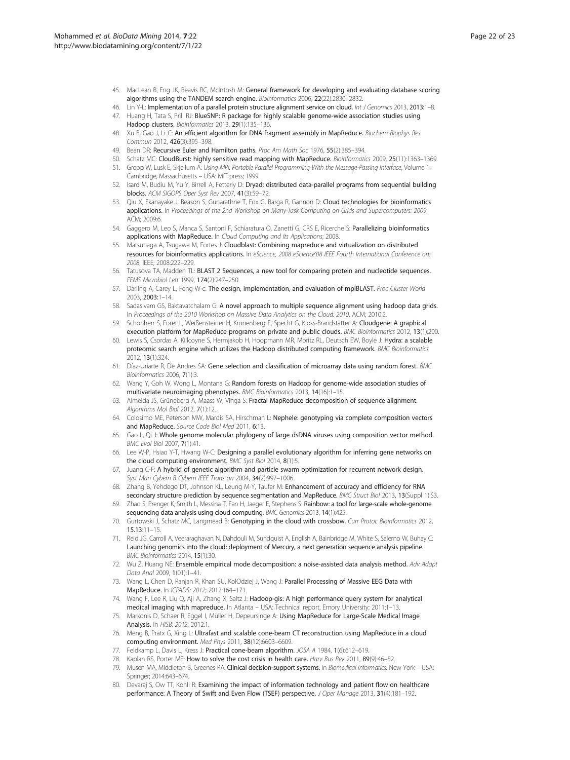45. MacLean B, Eng JK, Beavis RC, McIntosh M: **General framework for developing and evaluating database scoring algorithms using the TANDEM search engine.** *Bioinformatics* 2006, **22**(22):2830–2832.
46. Lin Y-L: **Implementation of a parallel protein structure alignment service on cloud.** *Int J Genomics* 2013, **2013**:1–8.
47. Huang H, Tata S, Prill RJ: **BlueSNP: R package for highly scalable genome-wide association studies using Hadoop clusters.** *Bioinformatics* 2013, **29**(1):135–136.
48. Xu B, Gao J, Li C: **An efficient algorithm for DNA fragment assembly in MapReduce.** *Biochem Biophys Res Commun* 2012, **426**(3):395–398.
49. Bean DR: **Recursive Euler and Hamilton paths.** *Proc Am Math Soc* 1976, **55**(2):385–394.
50. Schatz MC: **CloudBurst: highly sensitive read mapping with MapReduce.** *Bioinformatics* 2009, **25**(11):1363–1369.
51. Gropp W, Lusk E, Skjellum A: *Using MPI: Portable Parallel Programming With the Message-Passing Interface*, Volume 1. Cambridge, Massachusetts – USA: MIT press; 1999.
52. Isard M, Budiu M, Yu Y, Birrell A, Fetterly D: **Dryad: distributed data-parallel programs from sequential building blocks.** *ACM SIGOPS Oper Syst Rev* 2007, **41**(3):59–72.
53. Qiu X, Ekanayake J, Beason S, Gunarathne T, Fox G, Barga R, Gannon D: **Cloud technologies for bioinformatics applications.** In *Proceedings of the 2nd Workshop on Many-Task Computing on Grids and Supercomputers: 2009*, ACM; 2009:6.
54. Gaggero M, Leo S, Manca S, Santoni F, Schiaratura O, Zanetti G, CRS E, Ricerche S: **Parallelizing bioinformatics applications with MapReduce.** In *Cloud Computing and Its Applications*; 2008.
55. Matsunaga A, Tsugawa M, Fortes J: **Cloudblast: Combining mapreduce and virtualization on distributed resources for bioinformatics applications.** In *eScience, 2008 eScience'08 IEEE Fourth International Conference on: 2008*, IEEE; 2008:222–229.
56. Tatusova TA, Madden TL: **BLAST 2 Sequences, a new tool for comparing protein and nucleotide sequences.** *FEMS Microbiol Lett* 1999, **174**(2):247–250.
57. Darling A, Carey L, Feng W-c: **The design, implementation, and evaluation of mpiBLAST.** *Proc Cluster World* 2003, **2003**:1–14.
58. Sadasivam GS, Baktavatchalam G: **A novel approach to multiple sequence alignment using hadoop data grids.** In *Proceedings of the 2010 Workshop on Massive Data Analytics on the Cloud: 2010*, ACM; 2010:2.
59. Schönherr S, Forer L, Weißensteiner H, Kronenberg F, Specht G, Kloss-Brandstätter A: **Cloudgene: A graphical execution platform for MapReduce programs on private and public clouds.** *BMC Bioinformatics* 2012, **13**(1):200.
60. Lewis S, Csordas A, Killcoyne S, Hermjakob H, Hoopmann MR, Moritz RL, Deutsch EW, Boyle J: **Hydra: a scalable proteomic search engine which utilizes the Hadoop distributed computing framework.** *BMC Bioinformatics* 2012, **13**(1):324.
61. Díaz-Uriarte R, De Andres SA: **Gene selection and classification of microarray data using random forest.** *BMC Bioinformatics* 2006, **7**(1):3.
62. Wang Y, Goh W, Wong L, Montana G: **Random forests on Hadoop for genome-wide association studies of multivariate neuroimaging phenotypes.** *BMC Bioinformatics* 2013, **14**(16):1–15.
63. Almeida JS, Grüneberg A, Maass W, Vinga S: **Fractal MapReduce decomposition of sequence alignment.** *Algorithms Mol Biol* 2012, **7**(1):12.
64. Colosimo ME, Peterson MW, Mardis SA, Hirschman L: **Nephele: genotyping via complete composition vectors and MapReduce.** *Source Code Biol Med* 2011, **6**:13.
65. Gao L, Qi J: **Whole genome molecular phylogeny of large dsDNA viruses using composition vector method.** *BMC Evol Biol* 2007, **7**(1):41.
66. Lee W-P, Hsiao Y-T, Hwang W-C: **Designing a parallel evolutionary algorithm for inferring gene networks on the cloud computing environment.** *BMC Syst Biol* 2014, **8**(1):5.
67. Juang C-F: **A hybrid of genetic algorithm and particle swarm optimization for recurrent network design.** *Syst Man Cybern B Cybern IEEE Trans on* 2004, **34**(2):997–1006.
68. Zhang B, Yehdego DT, Johnson KL, Leung M-Y, Taufer M: **Enhancement of accuracy and efficiency for RNA secondary structure prediction by sequence segmentation and MapReduce.** *BMC Struct Biol* 2013, **13**(Suppl 1):S3.
69. Zhao S, Prenger K, Smith L, Messina T, Fan H, Jaeger E, Stephens S: **Rainbow: a tool for large-scale whole-genome sequencing data analysis using cloud computing.** *BMC Genomics* 2013, **14**(1):425.
70. Gurtowski J, Schatz MC, Langmead B: **Genotyping in the cloud with crossbow.** *Curr Protoc Bioinformatics* 2012, **15.13**:11–15.
71. Reid JG, Carroll A, Veeraraghavan N, Dahdouli M, Sundquist A, English A, Bainbridge M, White S, Salerno W, Buhay C: **Launching genomics into the cloud: deployment of Mercury, a next generation sequence analysis pipeline.** *BMC Bioinformatics* 2014, **15**(1):30.
72. Wu Z, Huang NE: **Ensemble empirical mode decomposition: a noise-assisted data analysis method.** *Adv Adapt Data Anal* 2009, **1**(01):1–41.
73. Wang L, Chen D, Ranjan R, Khan SU, KolOdziej J, Wang J: **Parallel Processing of Massive EEG Data with MapReduce.** In *ICPADS: 2012*; 2012:164–171.
74. Wang F, Lee R, Liu Q, Aji A, Zhang X, Saltz J: **Hadoop-gis: A high performance query system for analytical medical imaging with mapreduce.** In Atlanta – USA: Technical report, Emory University; 2011:1–13.
75. Markonis D, Schaer R, Eggel I, Müller H, Depeursinge A: **Using MapReduce for Large-Scale Medical Image Analysis.** In *HISB: 2012*; 2012:1.
76. Meng B, Pratx G, Xing L: **Ultrafast and scalable cone-beam CT reconstruction using MapReduce in a cloud computing environment.** *Med Phys* 2011, **38**(12):6603–6609.
77. Feldkamp L, Davis L, Kress J: **Practical cone-beam algorithm.** *JOSA A* 1984, **1**(6):612–619.
78. Kaplan RS, Porter ME: **How to solve the cost crisis in health care.** *Harv Bus Rev* 2011, **89**(9):46–52.
79. Musen MA, Middleton B, Greenes RA: **Clinical decision-support systems.** In *Biomedical Informatics*. New York – USA: Springer; 2014:643–674.
80. Devaraj S, Ow TT, Kohli R: **Examining the impact of information technology and patient flow on healthcare performance: A Theory of Swift and Even Flow (TSEF) perspective.** *J Oper Manage* 2013, **31**(4):181–192.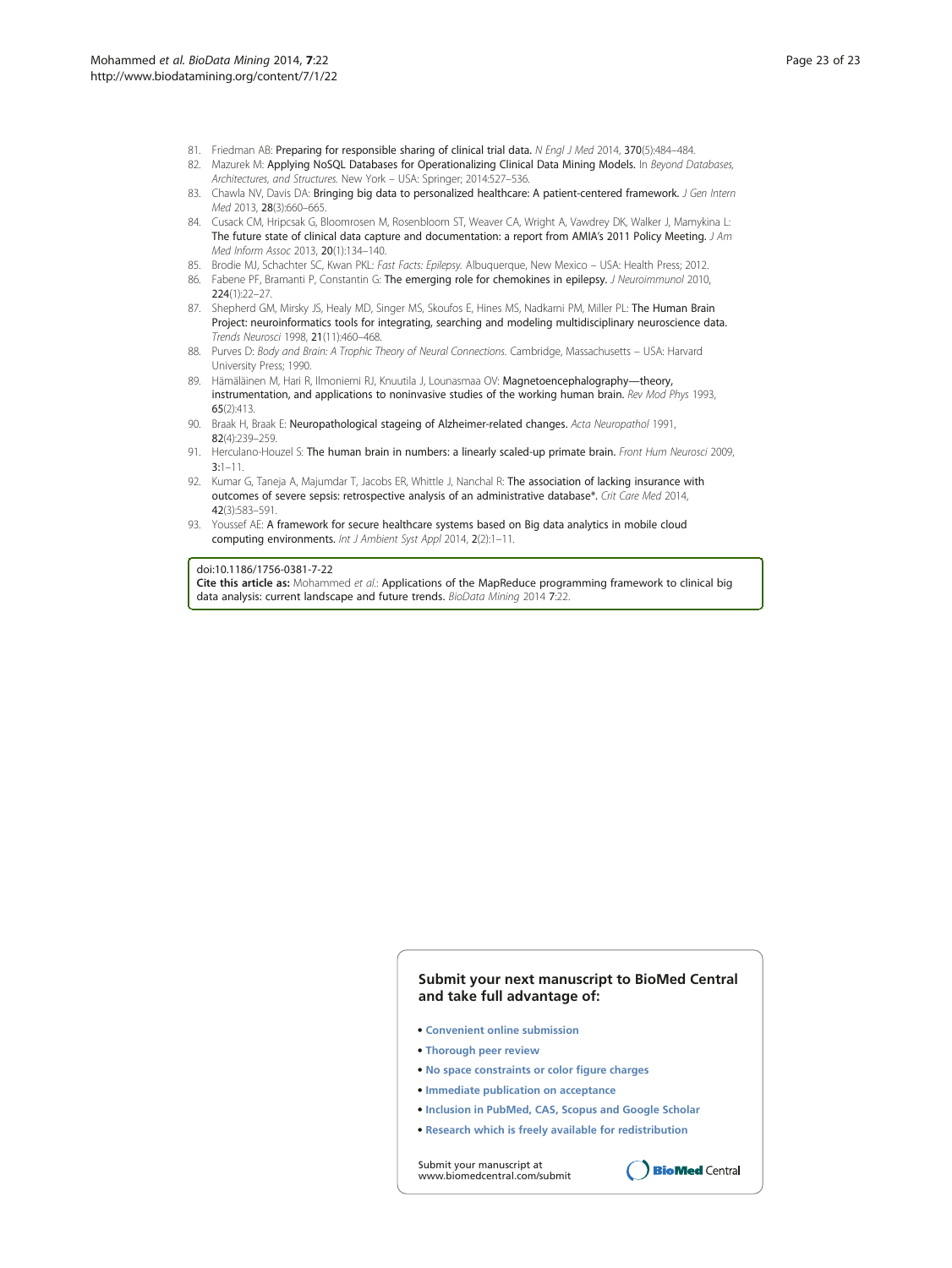81. Friedman AB: **Preparing for responsible sharing of clinical trial data.** *N Engl J Med* 2014, **370**(5):484–484.
82. Mazurek M: **Applying NoSQL Databases for Operationalizing Clinical Data Mining Models.** In *Beyond Databases, Architectures, and Structures.* New York – USA: Springer; 2014:527–536.
83. Chawla NV, Davis DA: **Bringing big data to personalized healthcare: A patient-centered framework.** *J Gen Intern Med* 2013, **28**(3):660–665.
84. Cusack CM, Hripcsak G, Bloomrosen M, Rosenbloom ST, Weaver CA, Wright A, Vawdrey DK, Walker J, Mamykina L: **The future state of clinical data capture and documentation: a report from AMIA's 2011 Policy Meeting.** *J Am Med Inform Assoc* 2013, **20**(1):134–140.
85. Brodie MJ, Schachter SC, Kwan PKL: *Fast Facts: Epilepsy.* Albuquerque, New Mexico – USA: Health Press; 2012.
86. Fabene PF, Bramanti P, Constantin G: **The emerging role for chemokines in epilepsy.** *J Neuroimmunol* 2010, **224**(1):22–27.
87. Shepherd GM, Mirsky JS, Healy MD, Singer MS, Skoufos E, Hines MS, Nadkarni PM, Miller PL: **The Human Brain Project: neuroinformatics tools for integrating, searching and modeling multidisciplinary neuroscience data.** *Trends Neurosci* 1998, **21**(11):460–468.
88. Purves D: *Body and Brain: A Trophic Theory of Neural Connections.* Cambridge, Massachusetts – USA: Harvard University Press; 1990.
89. Hämäläinen M, Hari R, Ilmoniemi RJ, Knuutila J, Lounasmaa OV: **Magnetoencephalography—theory, instrumentation, and applications to noninvasive studies of the working human brain.** *Rev Mod Phys* 1993, **65**(2):413.
90. Braak H, Braak E: **Neuropathological stageing of Alzheimer-related changes.** *Acta Neuropathol* 1991, **82**(4):239–259.
91. Herculano-Houzel S: **The human brain in numbers: a linearly scaled-up primate brain.** *Front Hum Neurosci* 2009, **3**:1–11.
92. Kumar G, Taneja A, Majumdar T, Jacobs ER, Whittle J, Nanchal R: **The association of lacking insurance with outcomes of severe sepsis: retrospective analysis of an administrative database*.** *Crit Care Med* 2014, **42**(3):583–591.
93. Youssef AE: **A framework for secure healthcare systems based on Big data analytics in mobile cloud computing environments.** *Int J Ambient Syst Appl* 2014, **2**(2):1–11.

doi:10.1186/1756-0381-7-22

**Cite this article as:** Mohammed *et al.*: Applications of the MapReduce programming framework to clinical big data analysis: current landscape and future trends. *BioData Mining* 2014 **7**:22.

**Submit your next manuscript to BioMed Central and take full advantage of:**

- **Convenient online submission**
- **Thorough peer review**
- **No space constraints or color figure charges**
- **Immediate publication on acceptance**
- **Inclusion in PubMed, CAS, Scopus and Google Scholar**
- **Research which is freely available for redistribution**

Submit your manuscript at
www.biomedcentral.com/submit

BioMed Central